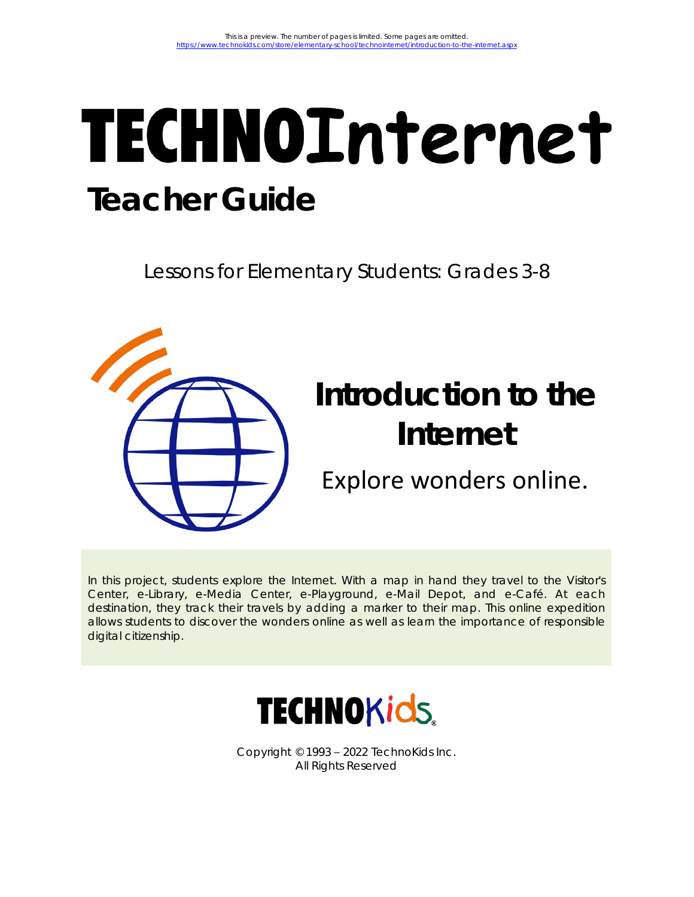This is a preview. The number of pages is limited. Some pages are omitted.
https://www.technokids.com/store/elementary-school/technointernet/introduction-to-the-internet.aspx

# TECHNOInternet

## Teacher Guide

Lessons for Elementary Students: Grades 3-8

# Introduction to the Internet

Explore wonders online.

In this project, students explore the Internet. With a map in hand they travel to the Visitor's Center, e-Library, e-Media Center, e-Playground, e-Mail Depot, and e-Café. At each destination, they track their travels by adding a marker to their map. This online expedition allows students to discover the wonders online as well as learn the importance of responsible digital citizenship.

TECHNOKids

Copyright © 1993 – 2022 TechnoKids Inc.
All Rights Reserved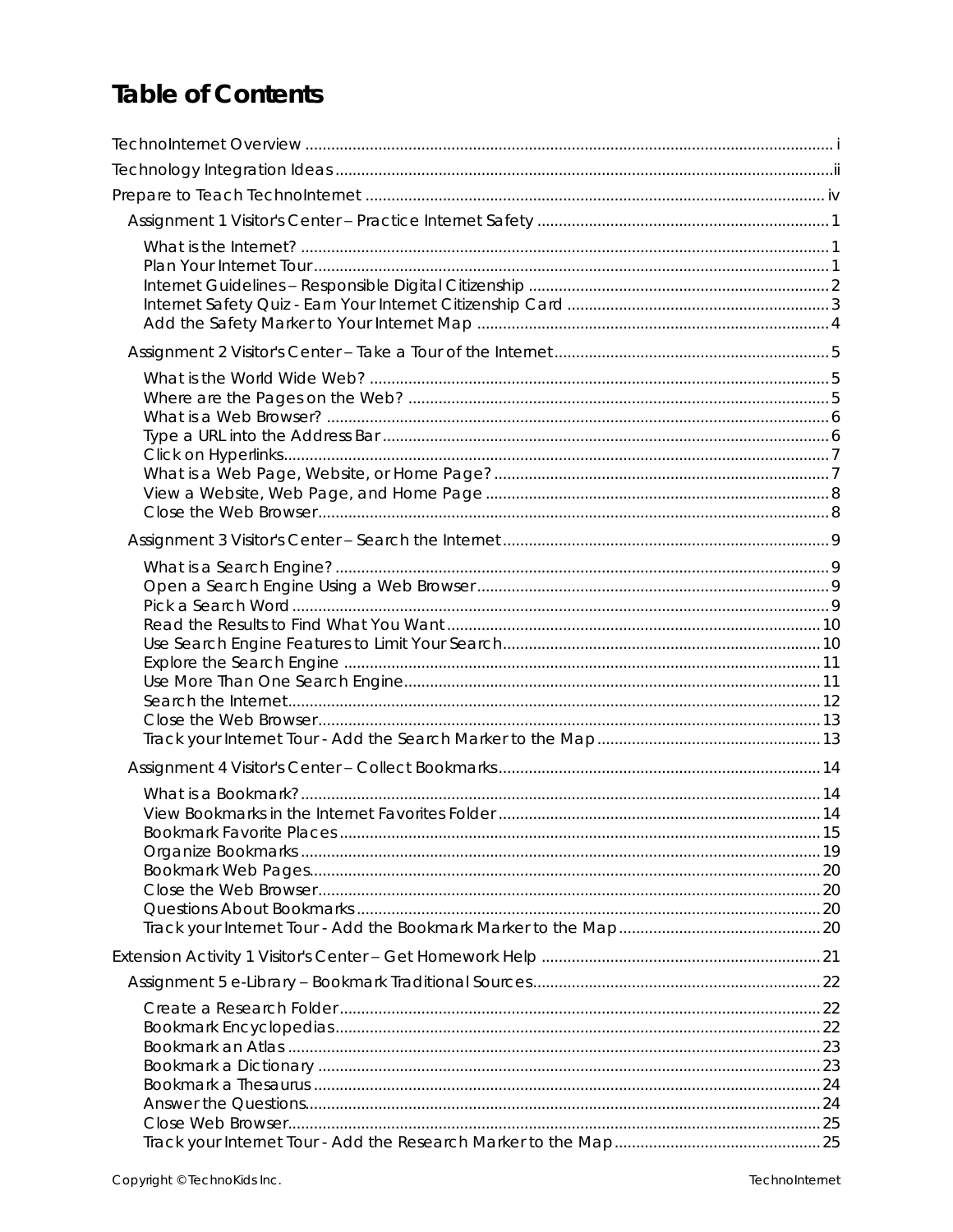# Table of Contents

TechnoInternet Overview ..... i
Technology Integration Ideas ..... ii
Prepare to Teach TechnoInternet ..... iv

- Assignment 1 Visitor's Center – Practice Internet Safety ..... 1
  - What is the Internet? ..... 1
  - Plan Your Internet Tour ..... 1
  - Internet Guidelines – Responsible Digital Citizenship ..... 2
  - Internet Safety Quiz - Earn Your Internet Citizenship Card ..... 3
  - Add the Safety Marker to Your Internet Map ..... 4
- Assignment 2 Visitor's Center – Take a Tour of the Internet ..... 5
  - What is the World Wide Web? ..... 5
  - Where are the Pages on the Web? ..... 5
  - What is a Web Browser? ..... 6
  - Type a URL into the Address Bar ..... 6
  - Click on Hyperlinks ..... 7
  - What is a Web Page, Website, or Home Page? ..... 7
  - View a Website, Web Page, and Home Page ..... 8
  - Close the Web Browser ..... 8
- Assignment 3 Visitor's Center – Search the Internet ..... 9
  - What is a Search Engine? ..... 9
  - Open a Search Engine Using a Web Browser ..... 9
  - Pick a Search Word ..... 9
  - Read the Results to Find What You Want ..... 10
  - Use Search Engine Features to Limit Your Search ..... 10
  - Explore the Search Engine ..... 11
  - Use More Than One Search Engine ..... 11
  - Search the Internet ..... 12
  - Close the Web Browser ..... 13
  - Track your Internet Tour - Add the Search Marker to the Map ..... 13
- Assignment 4 Visitor's Center – Collect Bookmarks ..... 14
  - What is a Bookmark? ..... 14
  - View Bookmarks in the Internet Favorites Folder ..... 14
  - Bookmark Favorite Places ..... 15
  - Organize Bookmarks ..... 19
  - Bookmark Web Pages ..... 20
  - Close the Web Browser ..... 20
  - Questions About Bookmarks ..... 20
  - Track your Internet Tour - Add the Bookmark Marker to the Map ..... 20

Extension Activity 1 Visitor's Center – Get Homework Help ..... 21

- Assignment 5 e-Library – Bookmark Traditional Sources ..... 22
  - Create a Research Folder ..... 22
  - Bookmark Encyclopedias ..... 22
  - Bookmark an Atlas ..... 23
  - Bookmark a Dictionary ..... 23
  - Bookmark a Thesaurus ..... 24
  - Answer the Questions ..... 24
  - Close Web Browser ..... 25
  - Track your Internet Tour - Add the Research Marker to the Map ..... 25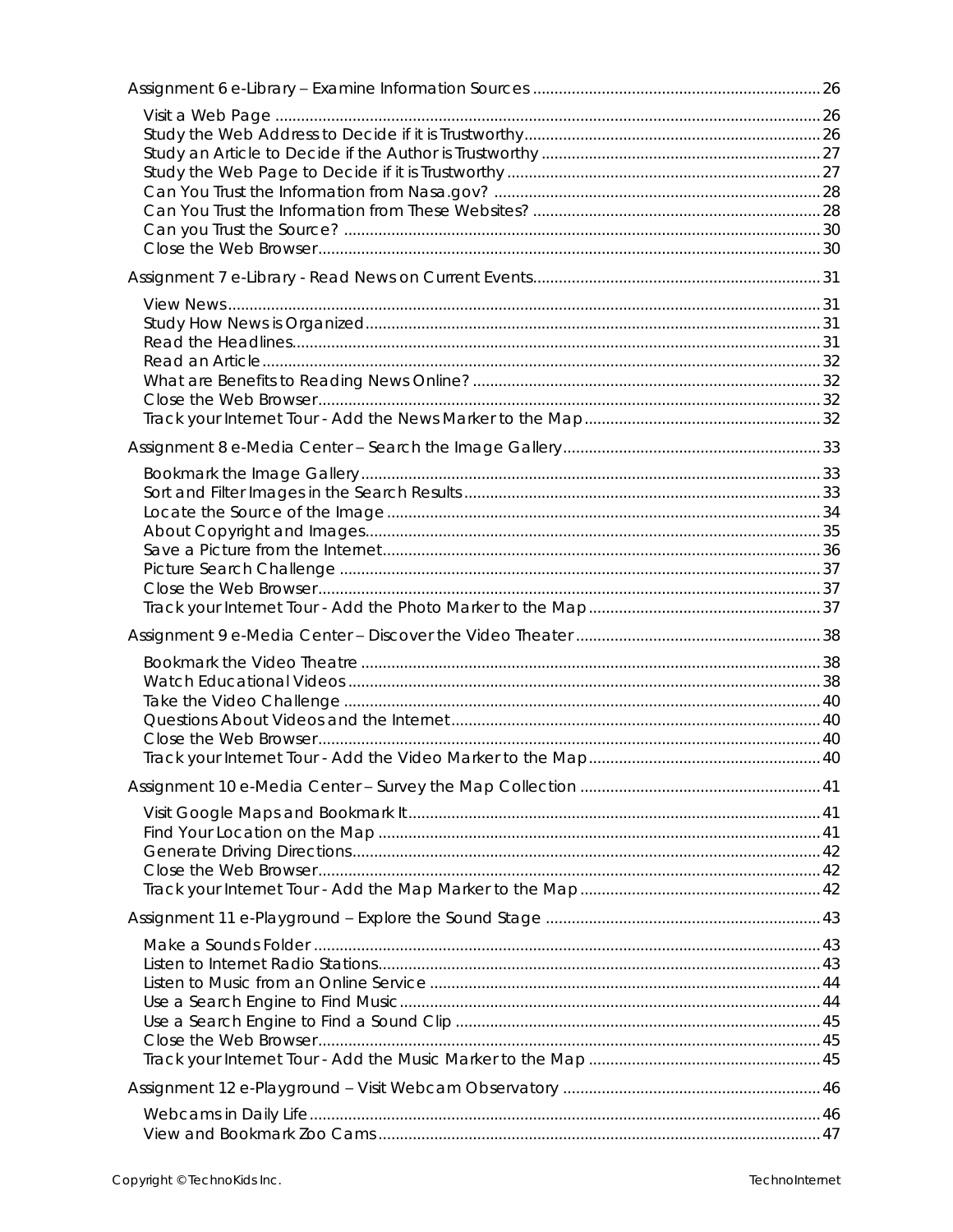Assignment 6 e-Library – Examine Information Sources .................................................................. 26

- Visit a Web Page .......................................................................................................... 26
- Study the Web Address to Decide if it is Trustworthy.................................................... 26
- Study an Article to Decide if the Author is Trustworthy ................................................ 27
- Study the Web Page to Decide if it is Trustworthy ........................................................ 27
- Can You Trust the Information from Nasa.gov? ........................................................... 28
- Can You Trust the Information from These Websites? .................................................. 28
- Can you Trust the Source? .......................................................................................... 30
- Close the Web Browser................................................................................................ 30

Assignment 7 e-Library - Read News on Current Events.................................................................. 31

- View News.................................................................................................................. 31
- Study How News is Organized...................................................................................... 31
- Read the Headlines....................................................................................................... 31
- Read an Article............................................................................................................. 32
- What are Benefits to Reading News Online? ................................................................ 32
- Close the Web Browser................................................................................................ 32
- Track your Internet Tour - Add the News Marker to the Map....................................... 32

Assignment 8 e-Media Center – Search the Image Gallery............................................................ 33

- Bookmark the Image Gallery........................................................................................ 33
- Sort and Filter Images in the Search Results.................................................................. 33
- Locate the Source of the Image .................................................................................... 34
- About Copyright and Images........................................................................................ 35
- Save a Picture from the Internet.................................................................................... 36
- Picture Search Challenge ............................................................................................. 37
- Close the Web Browser................................................................................................ 37
- Track your Internet Tour - Add the Photo Marker to the Map...................................... 37

Assignment 9 e-Media Center – Discover the Video Theater......................................................... 38

- Bookmark the Video Theatre ........................................................................................ 38
- Watch Educational Videos ........................................................................................... 38
- Take the Video Challenge ............................................................................................ 40
- Questions About Videos and the Internet..................................................................... 40
- Close the Web Browser................................................................................................ 40
- Track your Internet Tour - Add the Video Marker to the Map...................................... 40

Assignment 10 e-Media Center – Survey the Map Collection ....................................................... 41

- Visit Google Maps and Bookmark It.............................................................................. 41
- Find Your Location on the Map .................................................................................... 41
- Generate Driving Directions......................................................................................... 42
- Close the Web Browser................................................................................................ 42
- Track your Internet Tour - Add the Map Marker to the Map........................................ 42

Assignment 11 e-Playground – Explore the Sound Stage ............................................................... 43

- Make a Sounds Folder .................................................................................................. 43
- Listen to Internet Radio Stations.................................................................................... 43
- Listen to Music from an Online Service ........................................................................ 44
- Use a Search Engine to Find Music............................................................................... 44
- Use a Search Engine to Find a Sound Clip .................................................................... 45
- Close the Web Browser................................................................................................ 45
- Track your Internet Tour - Add the Music Marker to the Map ...................................... 45

Assignment 12 e-Playground – Visit Webcam Observatory ............................................................ 46

- Webcams in Daily Life................................................................................................... 46
- View and Bookmark Zoo Cams..................................................................................... 47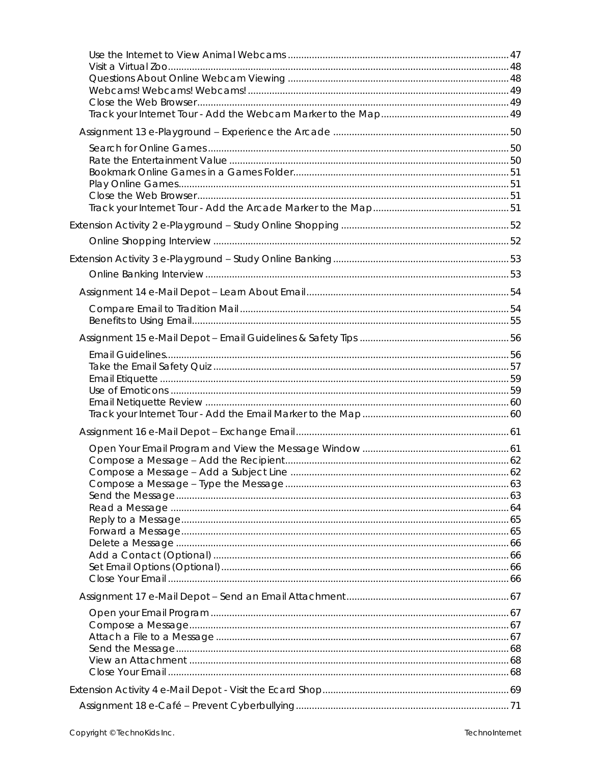Use the Internet to View Animal Webcams .......... 47
Visit a Virtual Zoo .......... 48
Questions About Online Webcam Viewing .......... 48
Webcams! Webcams! Webcams! .......... 49
Close the Web Browser .......... 49
Track your Internet Tour - Add the Webcam Marker to the Map .......... 49

Assignment 13 e-Playground – Experience the Arcade .......... 50

Search for Online Games .......... 50
Rate the Entertainment Value .......... 50
Bookmark Online Games in a Games Folder .......... 51
Play Online Games .......... 51
Close the Web Browser .......... 51
Track your Internet Tour - Add the Arcade Marker to the Map .......... 51

Extension Activity 2 e-Playground – Study Online Shopping .......... 52

Online Shopping Interview .......... 52

Extension Activity 3 e-Playground – Study Online Banking .......... 53

Online Banking Interview .......... 53

Assignment 14 e-Mail Depot – Learn About Email .......... 54

Compare Email to Tradition Mail .......... 54
Benefits to Using Email .......... 55

Assignment 15 e-Mail Depot – Email Guidelines & Safety Tips .......... 56

Email Guidelines .......... 56
Take the Email Safety Quiz .......... 57
Email Etiquette .......... 59
Use of Emoticons .......... 59
Email Netiquette Review .......... 60
Track your Internet Tour - Add the Email Marker to the Map .......... 60

Assignment 16 e-Mail Depot – Exchange Email .......... 61

Open Your Email Program and View the Message Window .......... 61
Compose a Message – Add the Recipient .......... 62
Compose a Message – Add a Subject Line .......... 62
Compose a Message – Type the Message .......... 63
Send the Message .......... 63
Read a Message .......... 64
Reply to a Message .......... 65
Forward a Message .......... 65
Delete a Message .......... 66
Add a Contact (Optional) .......... 66
Set Email Options (Optional) .......... 66
Close Your Email .......... 66

Assignment 17 e-Mail Depot – Send an Email Attachment .......... 67

Open your Email Program .......... 67
Compose a Message .......... 67
Attach a File to a Message .......... 67
Send the Message .......... 68
View an Attachment .......... 68
Close Your Email .......... 68

Extension Activity 4 e-Mail Depot - Visit the Ecard Shop .......... 69

Assignment 18 e-Café – Prevent Cyberbullying .......... 71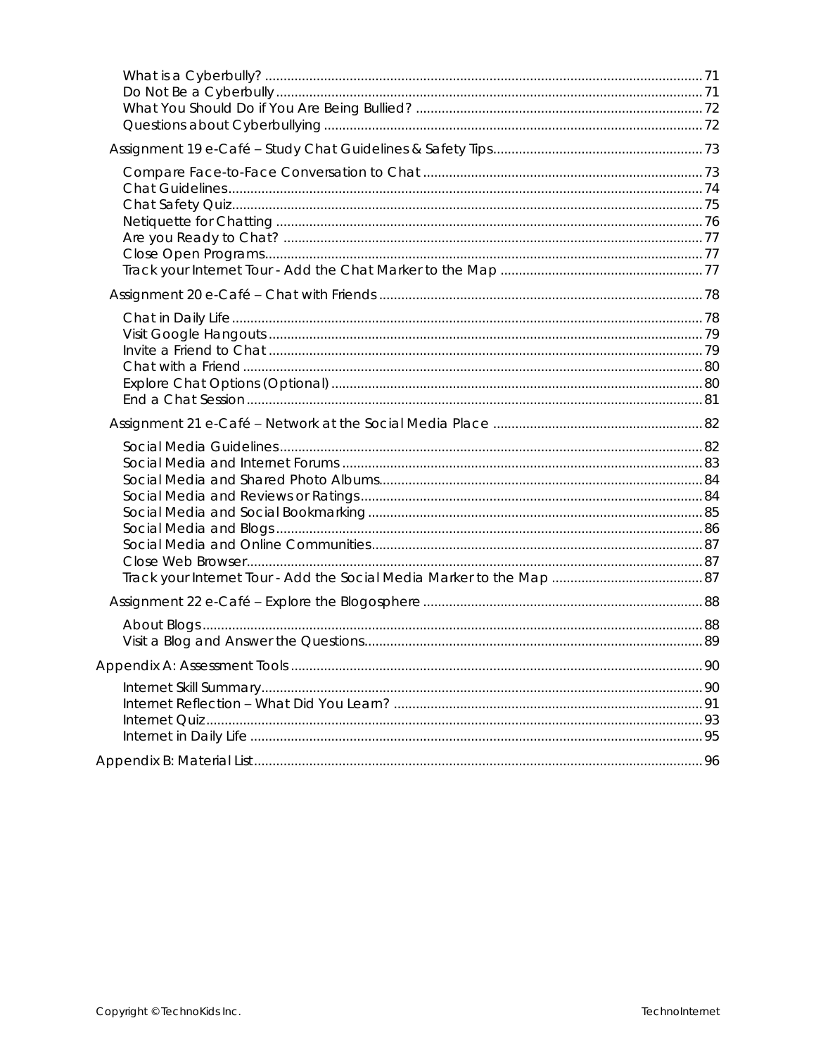- What is a Cyberbully? ...... 71
- Do Not Be a Cyberbully ...... 71
- What You Should Do if You Are Being Bullied? ...... 72
- Questions about Cyberbullying ...... 72

Assignment 19 e-Café – Study Chat Guidelines & Safety Tips ...... 73

- Compare Face-to-Face Conversation to Chat ...... 73
- Chat Guidelines ...... 74
- Chat Safety Quiz ...... 75
- Netiquette for Chatting ...... 76
- Are you Ready to Chat? ...... 77
- Close Open Programs ...... 77
- Track your Internet Tour - Add the Chat Marker to the Map ...... 77

Assignment 20 e-Café – Chat with Friends ...... 78

- Chat in Daily Life ...... 78
- Visit Google Hangouts ...... 79
- Invite a Friend to Chat ...... 79
- Chat with a Friend ...... 80
- Explore Chat Options (Optional) ...... 80
- End a Chat Session ...... 81

Assignment 21 e-Café – Network at the Social Media Place ...... 82

- Social Media Guidelines ...... 82
- Social Media and Internet Forums ...... 83
- Social Media and Shared Photo Albums ...... 84
- Social Media and Reviews or Ratings ...... 84
- Social Media and Social Bookmarking ...... 85
- Social Media and Blogs ...... 86
- Social Media and Online Communities ...... 87
- Close Web Browser ...... 87
- Track your Internet Tour - Add the Social Media Marker to the Map ...... 87

Assignment 22 e-Café – Explore the Blogosphere ...... 88

- About Blogs ...... 88
- Visit a Blog and Answer the Questions ...... 89

Appendix A: Assessment Tools ...... 90

- Internet Skill Summary ...... 90
- Internet Reflection – What Did You Learn? ...... 91
- Internet Quiz ...... 93
- Internet in Daily Life ...... 95

Appendix B: Material List ...... 96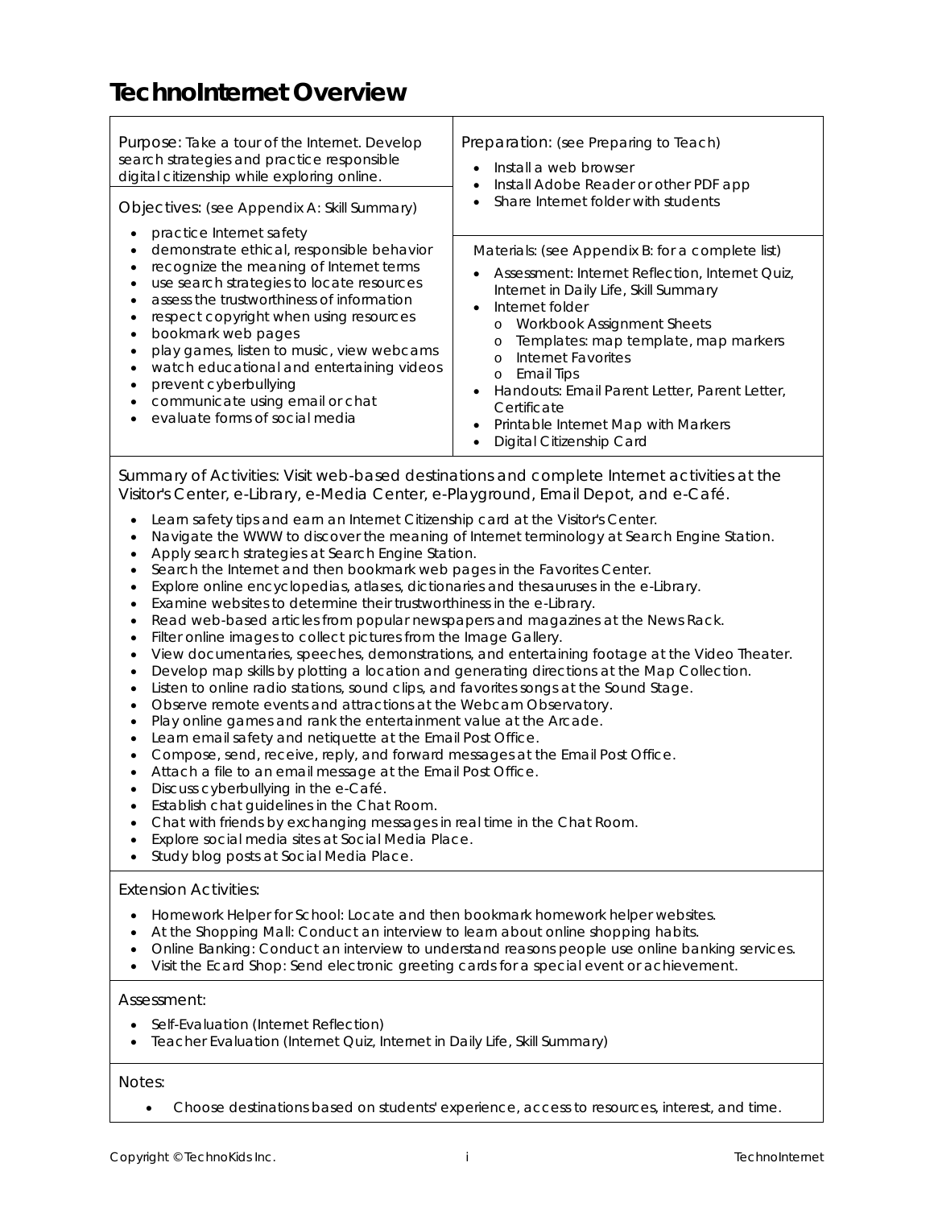# TechnoInternet Overview

**Purpose:** Take a tour of the Internet. Develop search strategies and practice responsible digital citizenship while exploring online.

**Objectives:** (see Appendix A: Skill Summary)

- practice Internet safety
- demonstrate ethical, responsible behavior
- recognize the meaning of Internet terms
- use search strategies to locate resources
- assess the trustworthiness of information
- respect copyright when using resources
- bookmark web pages
- play games, listen to music, view webcams
- watch educational and entertaining videos
- prevent cyberbullying
- communicate using email or chat
- evaluate forms of social media

**Preparation:** (see Preparing to Teach)

- Install a web browser
- Install Adobe Reader or other PDF app
- Share Internet folder with students

**Materials:** (see Appendix B: for a complete list)

- Assessment: Internet Reflection, Internet Quiz, Internet in Daily Life, Skill Summary
- Internet folder
  - Workbook Assignment Sheets
  - Templates: map template, map markers
  - Internet Favorites
  - Email Tips
- Handouts: Email Parent Letter, Parent Letter, Certificate
- Printable Internet Map with Markers
- Digital Citizenship Card

**Summary of Activities:** Visit web-based destinations and complete Internet activities at the Visitor's Center, e-Library, e-Media Center, e-Playground, Email Depot, and e-Café.

- Learn safety tips and earn an Internet Citizenship card at the Visitor's Center.
- Navigate the WWW to discover the meaning of Internet terminology at Search Engine Station.
- Apply search strategies at Search Engine Station.
- Search the Internet and then bookmark web pages in the Favorites Center.
- Explore online encyclopedias, atlases, dictionaries and thesauruses in the e-Library.
- Examine websites to determine their trustworthiness in the e-Library.
- Read web-based articles from popular newspapers and magazines at the News Rack.
- Filter online images to collect pictures from the Image Gallery.
- View documentaries, speeches, demonstrations, and entertaining footage at the Video Theater.
- Develop map skills by plotting a location and generating directions at the Map Collection.
- Listen to online radio stations, sound clips, and favorites songs at the Sound Stage.
- Observe remote events and attractions at the Webcam Observatory.
- Play online games and rank the entertainment value at the Arcade.
- Learn email safety and netiquette at the Email Post Office.
- Compose, send, receive, reply, and forward messages at the Email Post Office.
- Attach a file to an email message at the Email Post Office.
- Discuss cyberbullying in the e-Café.
- Establish chat guidelines in the Chat Room.
- Chat with friends by exchanging messages in real time in the Chat Room.
- Explore social media sites at Social Media Place.
- Study blog posts at Social Media Place.

**Extension Activities:**

- Homework Helper for School: Locate and then bookmark homework helper websites.
- At the Shopping Mall: Conduct an interview to learn about online shopping habits.
- Online Banking: Conduct an interview to understand reasons people use online banking services.
- Visit the Ecard Shop: Send electronic greeting cards for a special event or achievement.

**Assessment:**

- Self-Evaluation (Internet Reflection)
- Teacher Evaluation (Internet Quiz, Internet in Daily Life, Skill Summary)

**Notes:**

- Choose destinations based on students' experience, access to resources, interest, and time.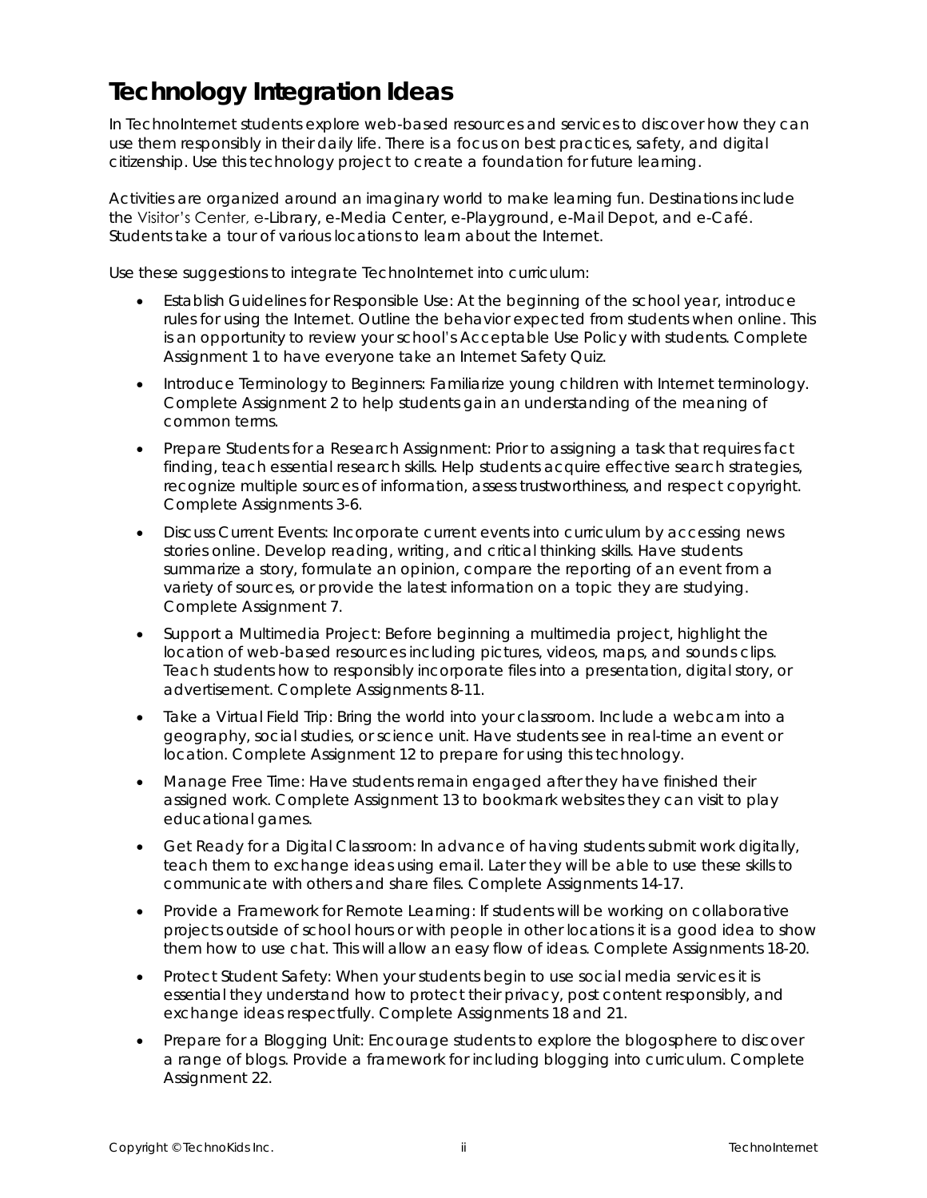# Technology Integration Ideas

In TechnoInternet students explore web-based resources and services to discover how they can use them responsibly in their daily life. There is a focus on best practices, safety, and digital citizenship. Use this technology project to create a foundation for future learning.

Activities are organized around an imaginary world to make learning fun. Destinations include the Visitor's Center, e-Library, e-Media Center, e-Playground, e-Mail Depot, and e-Café. Students take a tour of various locations to learn about the Internet.

Use these suggestions to integrate TechnoInternet into curriculum:

- Establish Guidelines for Responsible Use: At the beginning of the school year, introduce rules for using the Internet. Outline the behavior expected from students when online. This is an opportunity to review your school's Acceptable Use Policy with students. Complete Assignment 1 to have everyone take an Internet Safety Quiz.
- Introduce Terminology to Beginners: Familiarize young children with Internet terminology. Complete Assignment 2 to help students gain an understanding of the meaning of common terms.
- Prepare Students for a Research Assignment: Prior to assigning a task that requires fact finding, teach essential research skills. Help students acquire effective search strategies, recognize multiple sources of information, assess trustworthiness, and respect copyright. Complete Assignments 3-6.
- Discuss Current Events: Incorporate current events into curriculum by accessing news stories online. Develop reading, writing, and critical thinking skills. Have students summarize a story, formulate an opinion, compare the reporting of an event from a variety of sources, or provide the latest information on a topic they are studying. Complete Assignment 7.
- Support a Multimedia Project: Before beginning a multimedia project, highlight the location of web-based resources including pictures, videos, maps, and sounds clips. Teach students how to responsibly incorporate files into a presentation, digital story, or advertisement. Complete Assignments 8-11.
- Take a Virtual Field Trip: Bring the world into your classroom. Include a webcam into a geography, social studies, or science unit. Have students see in real-time an event or location. Complete Assignment 12 to prepare for using this technology.
- Manage Free Time: Have students remain engaged after they have finished their assigned work. Complete Assignment 13 to bookmark websites they can visit to play educational games.
- Get Ready for a Digital Classroom: In advance of having students submit work digitally, teach them to exchange ideas using email. Later they will be able to use these skills to communicate with others and share files. Complete Assignments 14-17.
- Provide a Framework for Remote Learning: If students will be working on collaborative projects outside of school hours or with people in other locations it is a good idea to show them how to use chat. This will allow an easy flow of ideas. Complete Assignments 18-20.
- Protect Student Safety: When your students begin to use social media services it is essential they understand how to protect their privacy, post content responsibly, and exchange ideas respectfully. Complete Assignments 18 and 21.
- Prepare for a Blogging Unit: Encourage students to explore the blogosphere to discover a range of blogs. Provide a framework for including blogging into curriculum. Complete Assignment 22.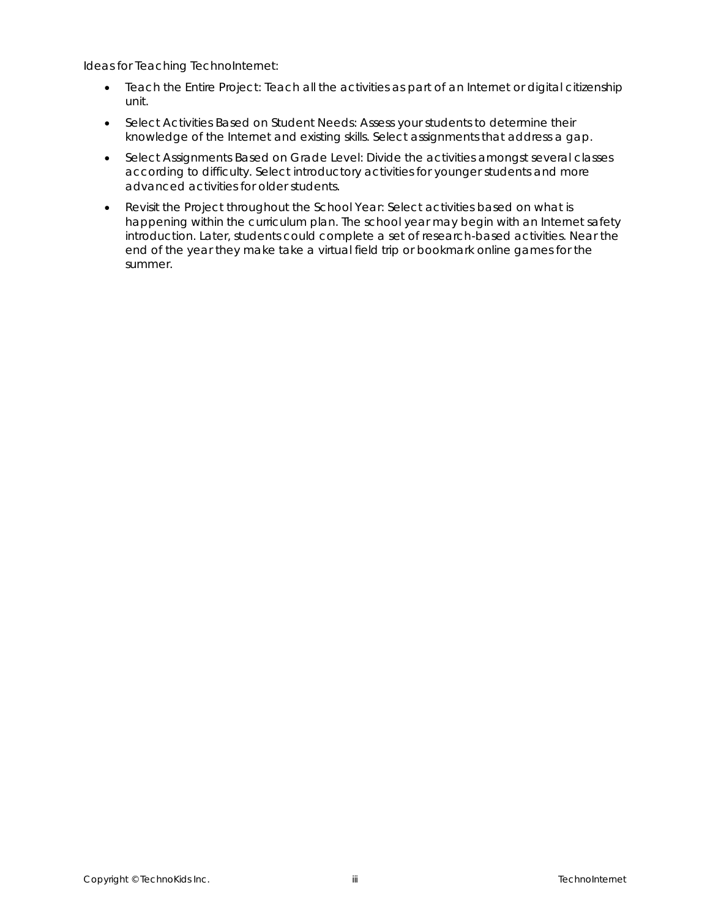Ideas for Teaching TechnoInternet:

- Teach the Entire Project: Teach all the activities as part of an Internet or digital citizenship unit.
- Select Activities Based on Student Needs: Assess your students to determine their knowledge of the Internet and existing skills. Select assignments that address a gap.
- Select Assignments Based on Grade Level: Divide the activities amongst several classes according to difficulty. Select introductory activities for younger students and more advanced activities for older students.
- Revisit the Project throughout the School Year: Select activities based on what is happening within the curriculum plan. The school year may begin with an Internet safety introduction. Later, students could complete a set of research-based activities. Near the end of the year they make take a virtual field trip or bookmark online games for the summer.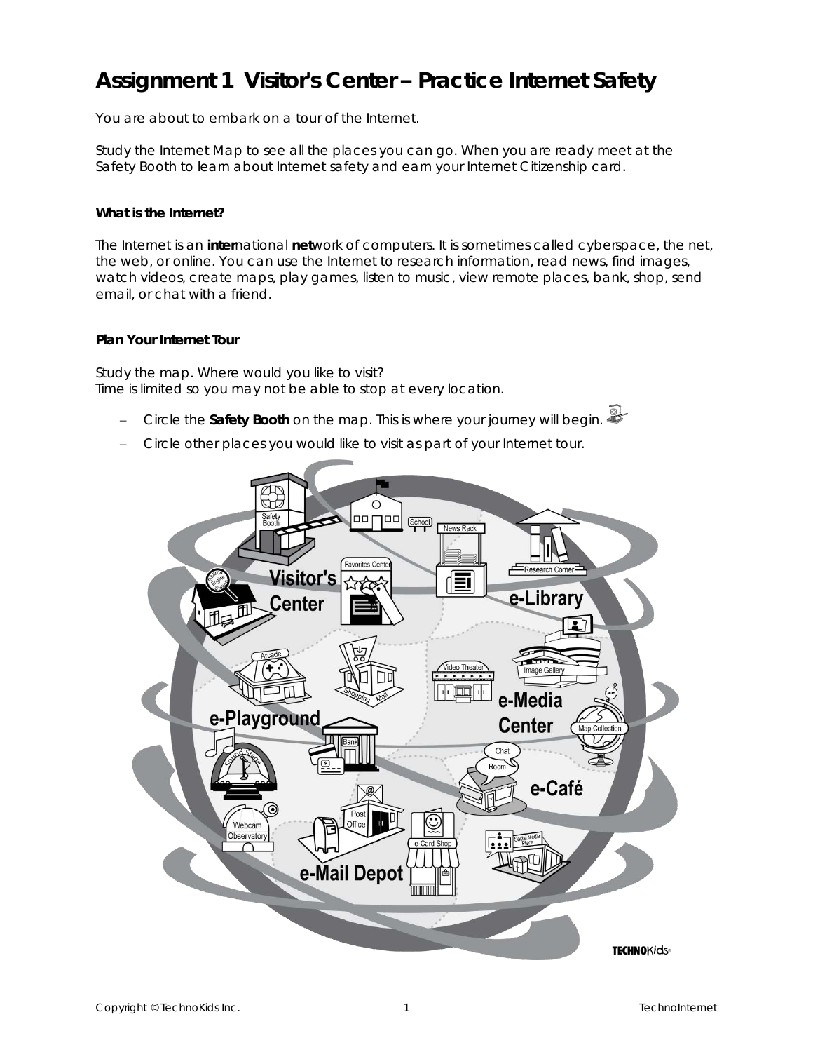# Assignment 1 Visitor's Center – Practice Internet Safety

You are about to embark on a tour of the Internet.

Study the Internet Map to see all the places you can go. When you are ready meet at the Safety Booth to learn about Internet safety and earn your Internet Citizenship card.

### What is the Internet?

The Internet is an **inter**national **net**work of computers. It is sometimes called cyberspace, the net, the web, or online. You can use the Internet to research information, read news, find images, watch videos, create maps, play games, listen to music, view remote places, bank, shop, send email, or chat with a friend.

### Plan Your Internet Tour

Study the map. Where would you like to visit?
Time is limited so you may not be able to stop at every location.

- Circle the **Safety Booth** on the map. This is where your journey will begin.
- Circle other places you would like to visit as part of your Internet tour.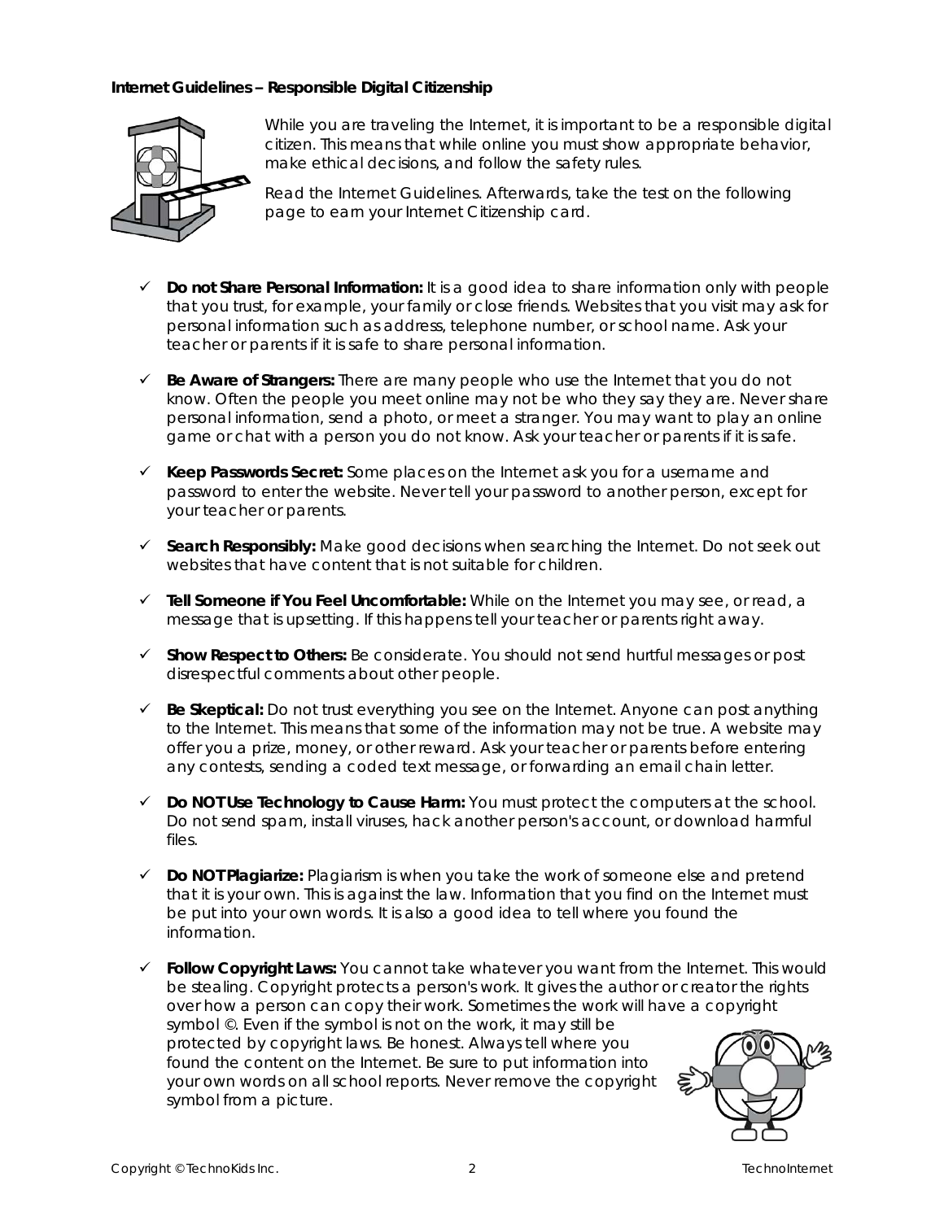**Internet Guidelines – Responsible Digital Citizenship**

While you are traveling the Internet, it is important to be a responsible digital citizen. This means that while online you must show appropriate behavior, make ethical decisions, and follow the safety rules.

Read the Internet Guidelines. Afterwards, take the test on the following page to earn your Internet Citizenship card.

- ✓ **Do not Share Personal Information:** It is a good idea to share information only with people that you trust, for example, your family or close friends. Websites that you visit may ask for personal information such as address, telephone number, or school name. Ask your teacher or parents if it is safe to share personal information.
- ✓ **Be Aware of Strangers:** There are many people who use the Internet that you do not know. Often the people you meet online may not be who they say they are. Never share personal information, send a photo, or meet a stranger. You may want to play an online game or chat with a person you do not know. Ask your teacher or parents if it is safe.
- ✓ **Keep Passwords Secret:** Some places on the Internet ask you for a username and password to enter the website. Never tell your password to another person, except for your teacher or parents.
- ✓ **Search Responsibly:** Make good decisions when searching the Internet. Do not seek out websites that have content that is not suitable for children.
- ✓ **Tell Someone if You Feel Uncomfortable:** While on the Internet you may see, or read, a message that is upsetting. If this happens tell your teacher or parents right away.
- ✓ **Show Respect to Others:** Be considerate. You should not send hurtful messages or post disrespectful comments about other people.
- ✓ **Be Skeptical:** Do not trust everything you see on the Internet. Anyone can post anything to the Internet. This means that some of the information may not be true. A website may offer you a prize, money, or other reward. Ask your teacher or parents before entering any contests, sending a coded text message, or forwarding an email chain letter.
- ✓ **Do NOT Use Technology to Cause Harm:** You must protect the computers at the school. Do not send spam, install viruses, hack another person's account, or download harmful files.
- ✓ **Do NOT Plagiarize:** Plagiarism is when you take the work of someone else and pretend that it is your own. This is against the law. Information that you find on the Internet must be put into your own words. It is also a good idea to tell where you found the information.
- ✓ **Follow Copyright Laws:** You cannot take whatever you want from the Internet. This would be stealing. Copyright protects a person's work. It gives the author or creator the rights over how a person can copy their work. Sometimes the work will have a copyright symbol ©. Even if the symbol is not on the work, it may still be protected by copyright laws. Be honest. Always tell where you found the content on the Internet. Be sure to put information into your own words on all school reports. Never remove the copyright symbol from a picture.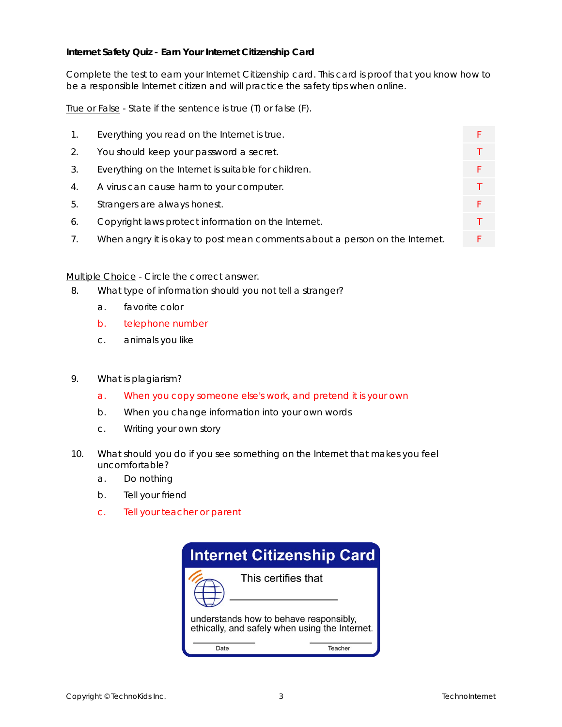**Internet Safety Quiz - Earn Your Internet Citizenship Card**

Complete the test to earn your Internet Citizenship card. This card is proof that you know how to be a responsible Internet citizen and will practice the safety tips when online.

True or False - State if the sentence is true (T) or false (F).

| | | |
|---|---|---|
| 1. | Everything you read on the Internet is true. | F |
| 2. | You should keep your password a secret. | T |
| 3. | Everything on the Internet is suitable for children. | F |
| 4. | A virus can cause harm to your computer. | T |
| 5. | Strangers are always honest. | F |
| 6. | Copyright laws protect information on the Internet. | T |
| 7. | When angry it is okay to post mean comments about a person on the Internet. | F |

Multiple Choice - Circle the correct answer.

8. What type of information should you not tell a stranger?
   a. favorite color
   b. telephone number
   c. animals you like

9. What is plagiarism?
   a. When you copy someone else's work, and pretend it is your own
   b. When you change information into your own words
   c. Writing your own story

10. What should you do if you see something on the Internet that makes you feel uncomfortable?
    a. Do nothing
    b. Tell your friend
    c. Tell your teacher or parent

**Internet Citizenship Card**

This certifies that

\_\_\_\_\_\_\_\_\_\_\_\_\_\_\_\_\_\_\_\_

understands how to behave responsibly, ethically, and safely when using the Internet.

\_\_\_\_\_\_\_\_\_\_\_\_ Date        \_\_\_\_\_\_\_\_\_\_\_\_ Teacher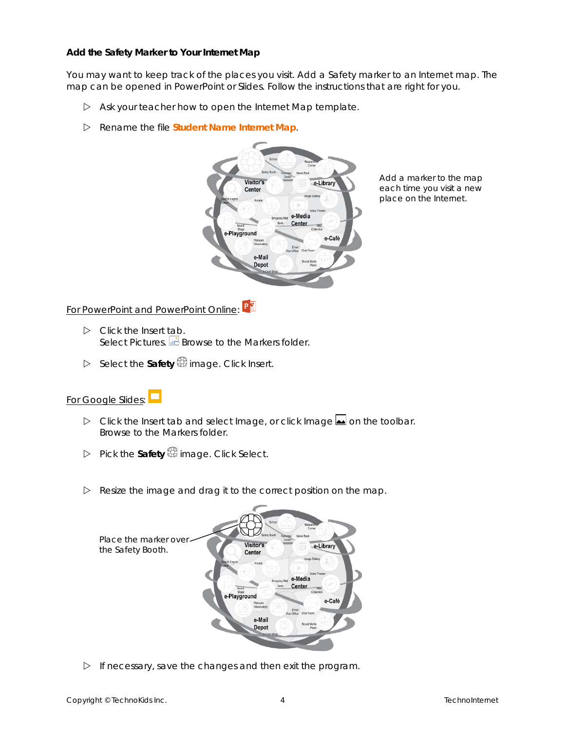### Add the Safety Marker to Your Internet Map

You may want to keep track of the places you visit. Add a Safety marker to an Internet map. The map can be opened in PowerPoint or Slides. Follow the instructions that are right for you.

- ▷ Ask your teacher how to open the Internet Map template.
- ▷ Rename the file **Student Name Internet Map**.

Add a marker to the map each time you visit a new place on the Internet.

For PowerPoint and PowerPoint Online:

- ▷ Click the Insert tab.
  Select Pictures. Browse to the Markers folder.
- ▷ Select the **Safety** image. Click Insert.

For Google Slides:

- ▷ Click the Insert tab and select Image, or click Image on the toolbar.
  Browse to the Markers folder.
- ▷ Pick the **Safety** image. Click Select.

- ▷ Resize the image and drag it to the correct position on the map.

Place the marker over the Safety Booth.

- ▷ If necessary, save the changes and then exit the program.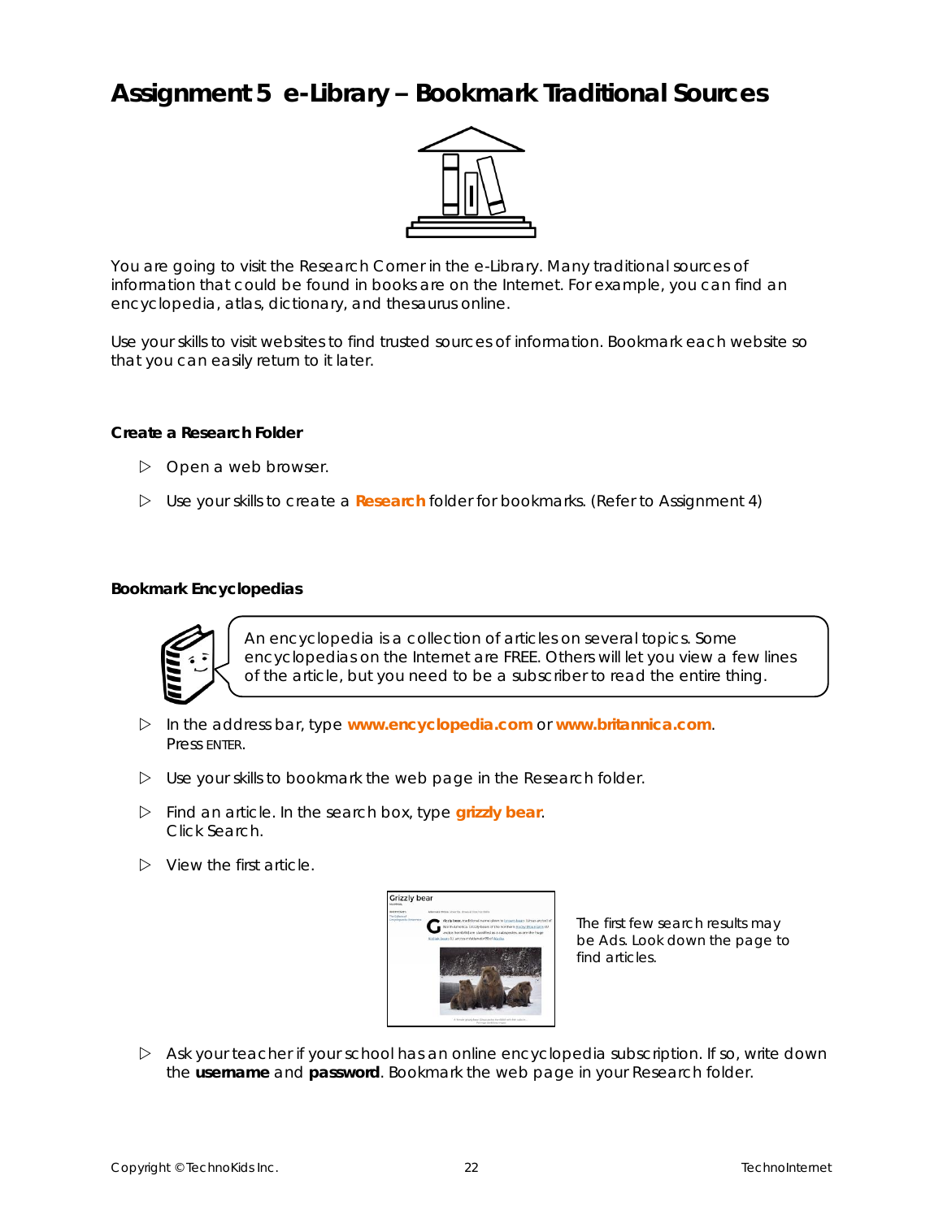# Assignment 5 e-Library – Bookmark Traditional Sources

You are going to visit the Research Corner in the e-Library. Many traditional sources of information that could be found in books are on the Internet. For example, you can find an encyclopedia, atlas, dictionary, and thesaurus online.

Use your skills to visit websites to find trusted sources of information. Bookmark each website so that you can easily return to it later.

### Create a Research Folder

- ▷ Open a web browser.
- ▷ Use your skills to create a **Research** folder for bookmarks. (Refer to Assignment 4)

### Bookmark Encyclopedias

An encyclopedia is a collection of articles on several topics. Some encyclopedias on the Internet are FREE. Others will let you view a few lines of the article, but you need to be a subscriber to read the entire thing.

- ▷ In the address bar, type **www.encyclopedia.com** or **www.britannica.com**. Press ENTER.
- ▷ Use your skills to bookmark the web page in the Research folder.
- ▷ Find an article. In the search box, type **grizzly bear**. Click Search.
- ▷ View the first article.

The first few search results may be Ads. Look down the page to find articles.

- ▷ Ask your teacher if your school has an online encyclopedia subscription. If so, write down the **username** and **password**. Bookmark the web page in your Research folder.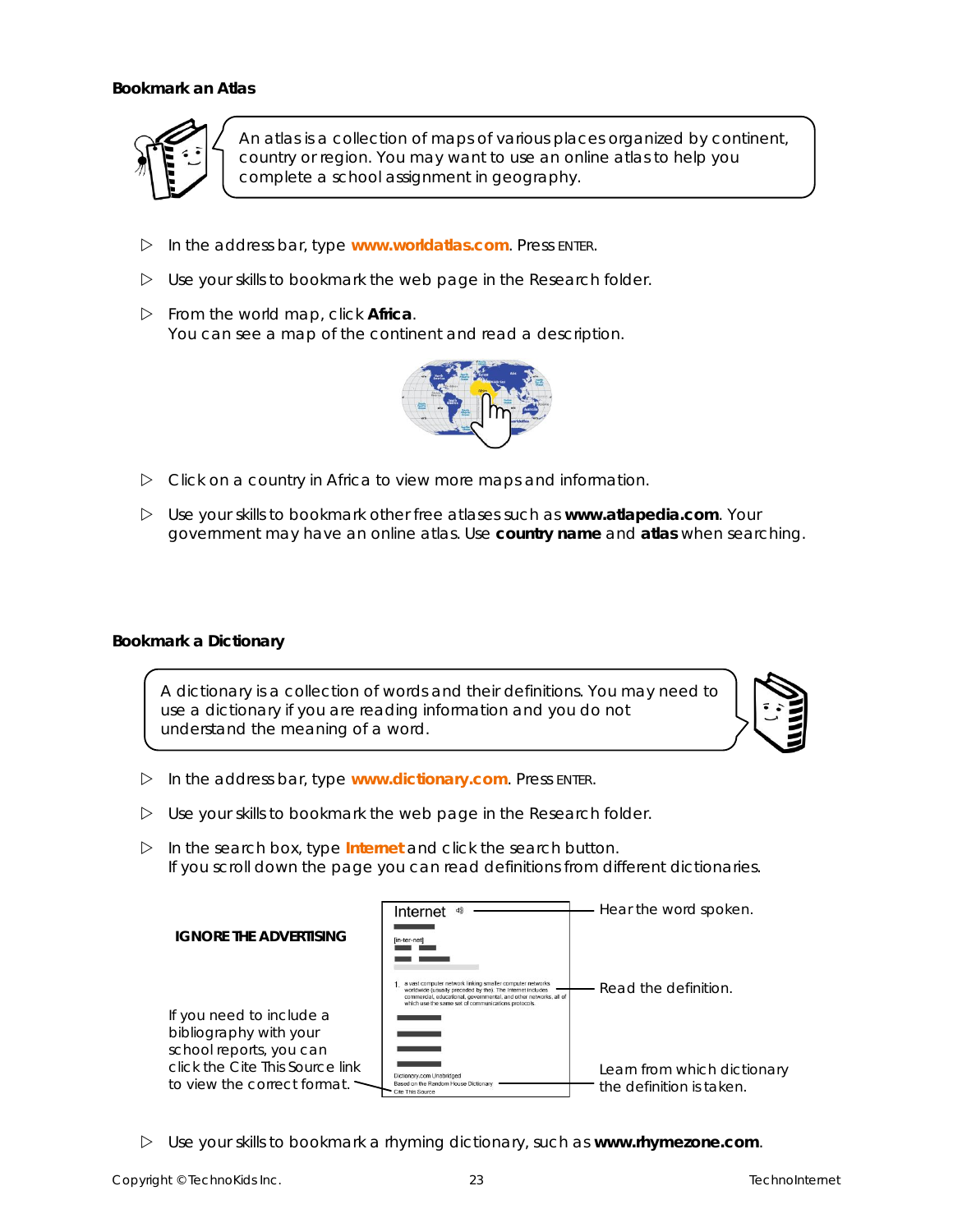### Bookmark an Atlas

An atlas is a collection of maps of various places organized by continent, country or region. You may want to use an online atlas to help you complete a school assignment in geography.

- In the address bar, type **www.worldatlas.com**. Press ENTER.
- Use your skills to bookmark the web page in the Research folder.
- From the world map, click **Africa**.
  You can see a map of the continent and read a description.
- Click on a country in Africa to view more maps and information.
- Use your skills to bookmark other free atlases such as **www.atlapedia.com**. Your government may have an online atlas. Use **country name** and **atlas** when searching.

### Bookmark a Dictionary

A dictionary is a collection of words and their definitions. You may need to use a dictionary if you are reading information and you do not understand the meaning of a word.

- In the address bar, type **www.dictionary.com**. Press ENTER.
- Use your skills to bookmark the web page in the Research folder.
- In the search box, type **Internet** and click the search button.
  If you scroll down the page you can read definitions from different dictionaries.

**IGNORE THE ADVERTISING**

Internet — Hear the word spoken.

[in-ter-net]

1. a vast computer network linking smaller computer networks worldwide (usually preceded by the). The Internet includes commercial, educational, governmental, and other networks, all of which use the same set of communications protocols. — Read the definition.

Dictionary.com Unabridged
Based on the Random House Dictionary — Learn from which dictionary the definition is taken.
Cite This Source — If you need to include a bibliography with your school reports, you can click the Cite This Source link to view the correct format.

- Use your skills to bookmark a rhyming dictionary, such as **www.rhymezone.com**.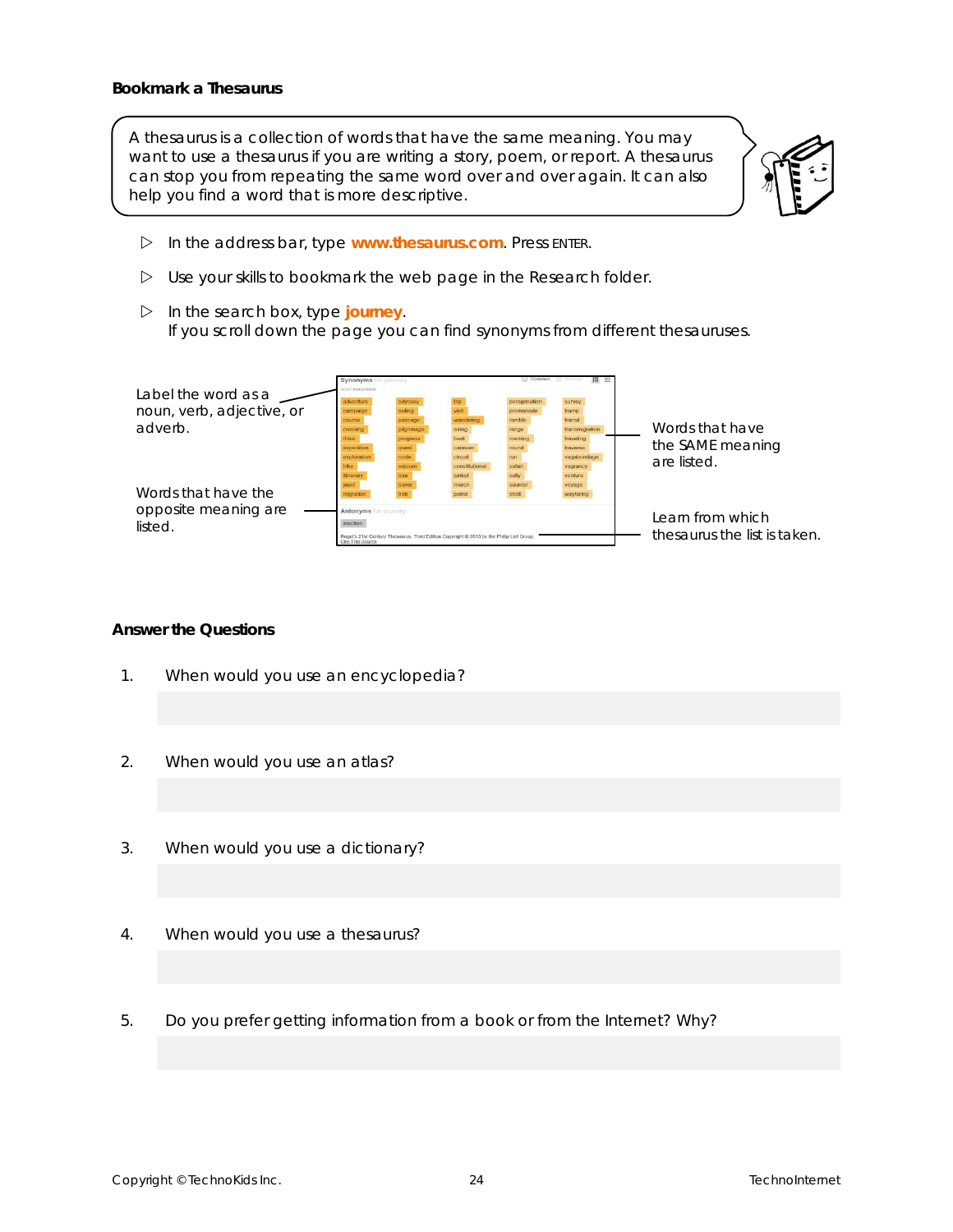### Bookmark a Thesaurus

A thesaurus is a collection of words that have the same meaning. You may want to use a thesaurus if you are writing a story, poem, or report. A thesaurus can stop you from repeating the same word over and over again. It can also help you find a word that is more descriptive.

- ▷ In the address bar, type **www.thesaurus.com**. Press ENTER.
- ▷ Use your skills to bookmark the web page in the Research folder.
- ▷ In the search box, type **journey**.
  If you scroll down the page you can find synonyms from different thesauruses.

Label the word as a noun, verb, adjective, or adverb.

Words that have the opposite meaning are listed.

Words that have the SAME meaning are listed.

Learn from which thesaurus the list is taken.

### Answer the Questions

1. When would you use an encyclopedia?

2. When would you use an atlas?

3. When would you use a dictionary?

4. When would you use a thesaurus?

5. Do you prefer getting information from a book or from the Internet? Why?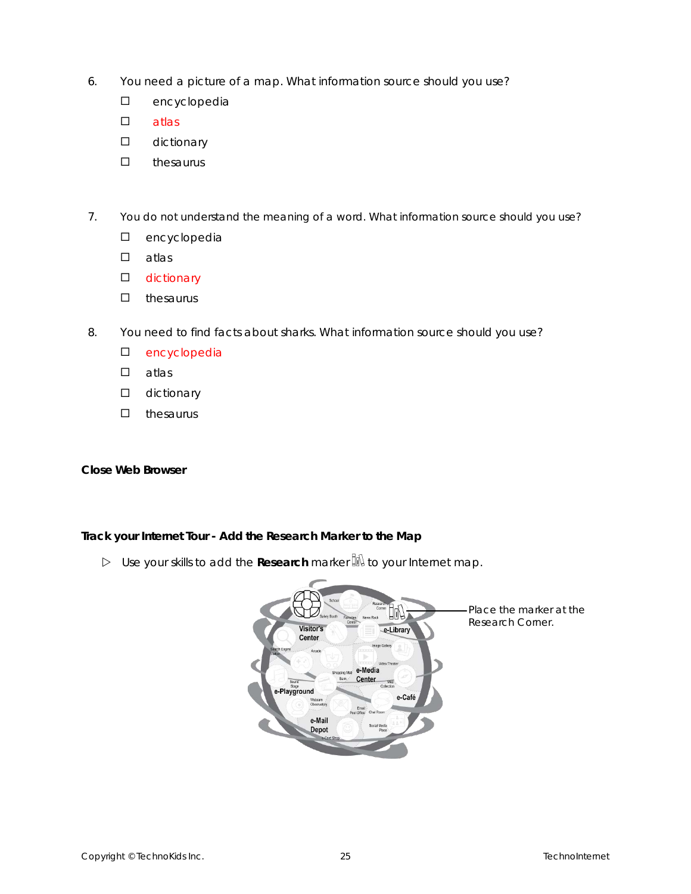6. You need a picture of a map. What information source should you use?
   - ☐ encyclopedia
   - ☐ atlas
   - ☐ dictionary
   - ☐ thesaurus

7. You do not understand the meaning of a word. What information source should you use?
   - ☐ encyclopedia
   - ☐ atlas
   - ☐ dictionary
   - ☐ thesaurus

8. You need to find facts about sharks. What information source should you use?
   - ☐ encyclopedia
   - ☐ atlas
   - ☐ dictionary
   - ☐ thesaurus

**Close Web Browser**

**Track your Internet Tour - Add the Research Marker to the Map**

▷ Use your skills to add the **Research** marker to your Internet map.

Place the marker at the Research Corner.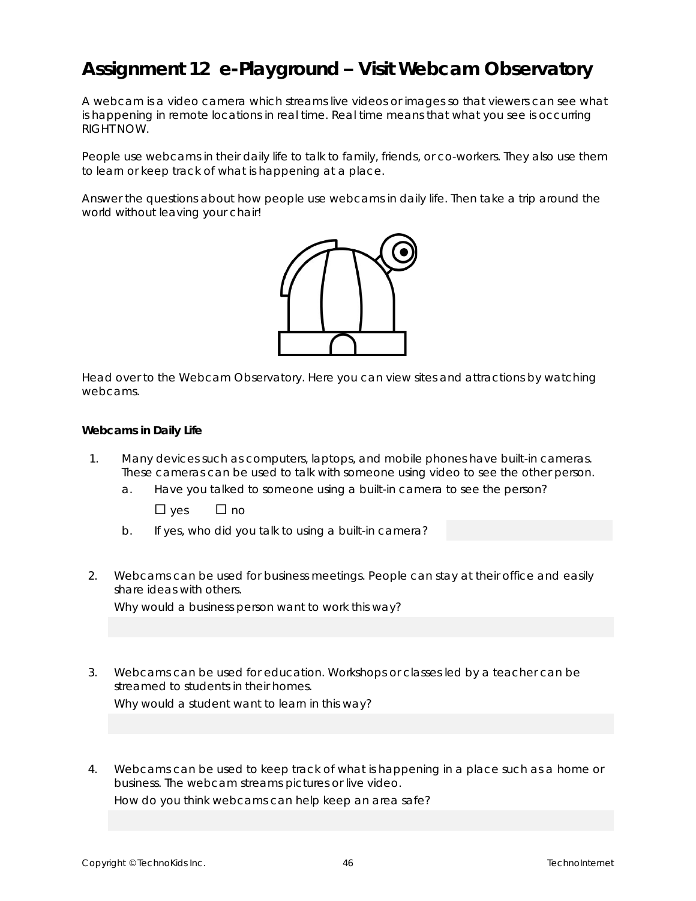# Assignment 12 e-Playground – Visit Webcam Observatory

A webcam is a video camera which streams live videos or images so that viewers can see what is happening in remote locations in real time. Real time means that what you see is occurring RIGHT NOW.

People use webcams in their daily life to talk to family, friends, or co-workers. They also use them to learn or keep track of what is happening at a place.

Answer the questions about how people use webcams in daily life. Then take a trip around the world without leaving your chair!

Head over to the Webcam Observatory. Here you can view sites and attractions by watching webcams.

**Webcams in Daily Life**

1. Many devices such as computers, laptops, and mobile phones have built-in cameras. These cameras can be used to talk with someone using video to see the other person.
   a. Have you talked to someone using a built-in camera to see the person?

      ☐ yes ☐ no

   b. If yes, who did you talk to using a built-in camera?

2. Webcams can be used for business meetings. People can stay at their office and easily share ideas with others.

   Why would a business person want to work this way?

3. Webcams can be used for education. Workshops or classes led by a teacher can be streamed to students in their homes.

   Why would a student want to learn in this way?

4. Webcams can be used to keep track of what is happening in a place such as a home or business. The webcam streams pictures or live video.

   How do you think webcams can help keep an area safe?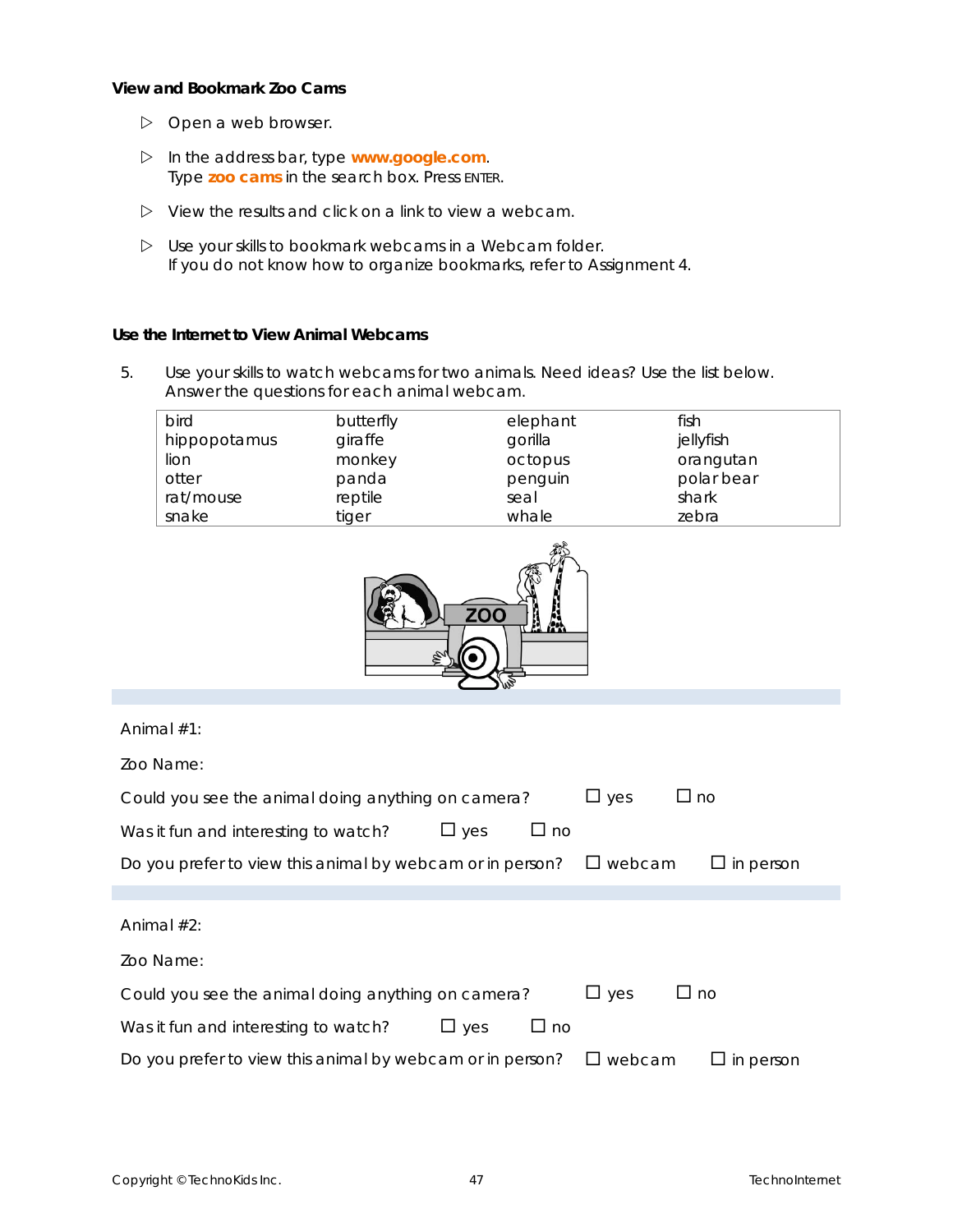### View and Bookmark Zoo Cams

- ▷ Open a web browser.
- ▷ In the address bar, type **www.google.com**.
  Type **zoo cams** in the search box. Press ENTER.
- ▷ View the results and click on a link to view a webcam.
- ▷ Use your skills to bookmark webcams in a Webcam folder.
  If you do not know how to organize bookmarks, refer to Assignment 4.

### Use the Internet to View Animal Webcams

5. Use your skills to watch webcams for two animals. Need ideas? Use the list below. Answer the questions for each animal webcam.

| | | | |
|---|---|---|---|
| bird | butterfly | elephant | fish |
| hippopotamus | giraffe | gorilla | jellyfish |
| lion | monkey | octopus | orangutan |
| otter | panda | penguin | polar bear |
| rat/mouse | reptile | seal | shark |
| snake | tiger | whale | zebra |

Animal #1:

Zoo Name:

Could you see the animal doing anything on camera? ☐ yes ☐ no

Was it fun and interesting to watch? ☐ yes ☐ no

Do you prefer to view this animal by webcam or in person? ☐ webcam ☐ in person

Animal #2:

Zoo Name:

Could you see the animal doing anything on camera? ☐ yes ☐ no

Was it fun and interesting to watch? ☐ yes ☐ no

Do you prefer to view this animal by webcam or in person? ☐ webcam ☐ in person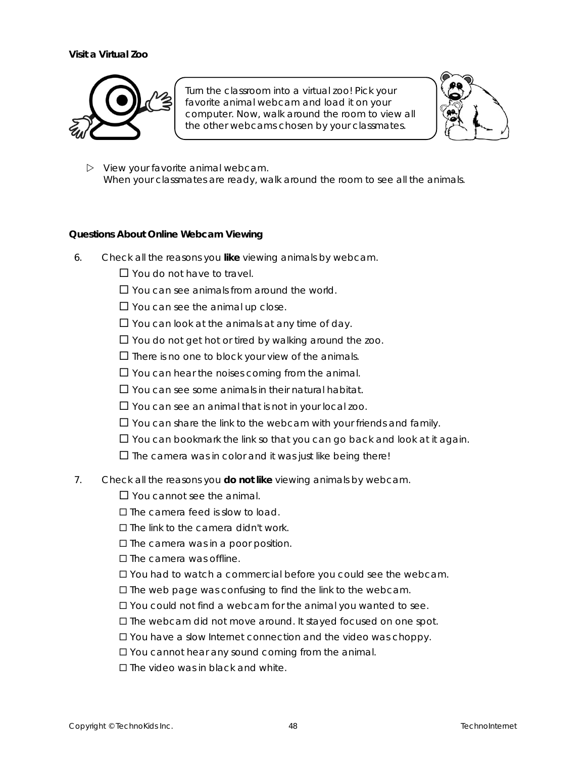**Visit a Virtual Zoo**

Turn the classroom into a virtual zoo! Pick your favorite animal webcam and load it on your computer. Now, walk around the room to view all the other webcams chosen by your classmates.

▷ View your favorite animal webcam.
When your classmates are ready, walk around the room to see all the animals.

**Questions About Online Webcam Viewing**

6. Check all the reasons you **like** viewing animals by webcam.
   - ☐ You do not have to travel.
   - ☐ You can see animals from around the world.
   - ☐ You can see the animal up close.
   - ☐ You can look at the animals at any time of day.
   - ☐ You do not get hot or tired by walking around the zoo.
   - ☐ There is no one to block your view of the animals.
   - ☐ You can hear the noises coming from the animal.
   - ☐ You can see some animals in their natural habitat.
   - ☐ You can see an animal that is not in your local zoo.
   - ☐ You can share the link to the webcam with your friends and family.
   - ☐ You can bookmark the link so that you can go back and look at it again.
   - ☐ The camera was in color and it was just like being there!

7. Check all the reasons you **do not like** viewing animals by webcam.
   - ☐ You cannot see the animal.
   - ☐ The camera feed is slow to load.
   - ☐ The link to the camera didn't work.
   - ☐ The camera was in a poor position.
   - ☐ The camera was offline.
   - ☐ You had to watch a commercial before you could see the webcam.
   - ☐ The web page was confusing to find the link to the webcam.
   - ☐ You could not find a webcam for the animal you wanted to see.
   - ☐ The webcam did not move around. It stayed focused on one spot.
   - ☐ You have a slow Internet connection and the video was choppy.
   - ☐ You cannot hear any sound coming from the animal.
   - ☐ The video was in black and white.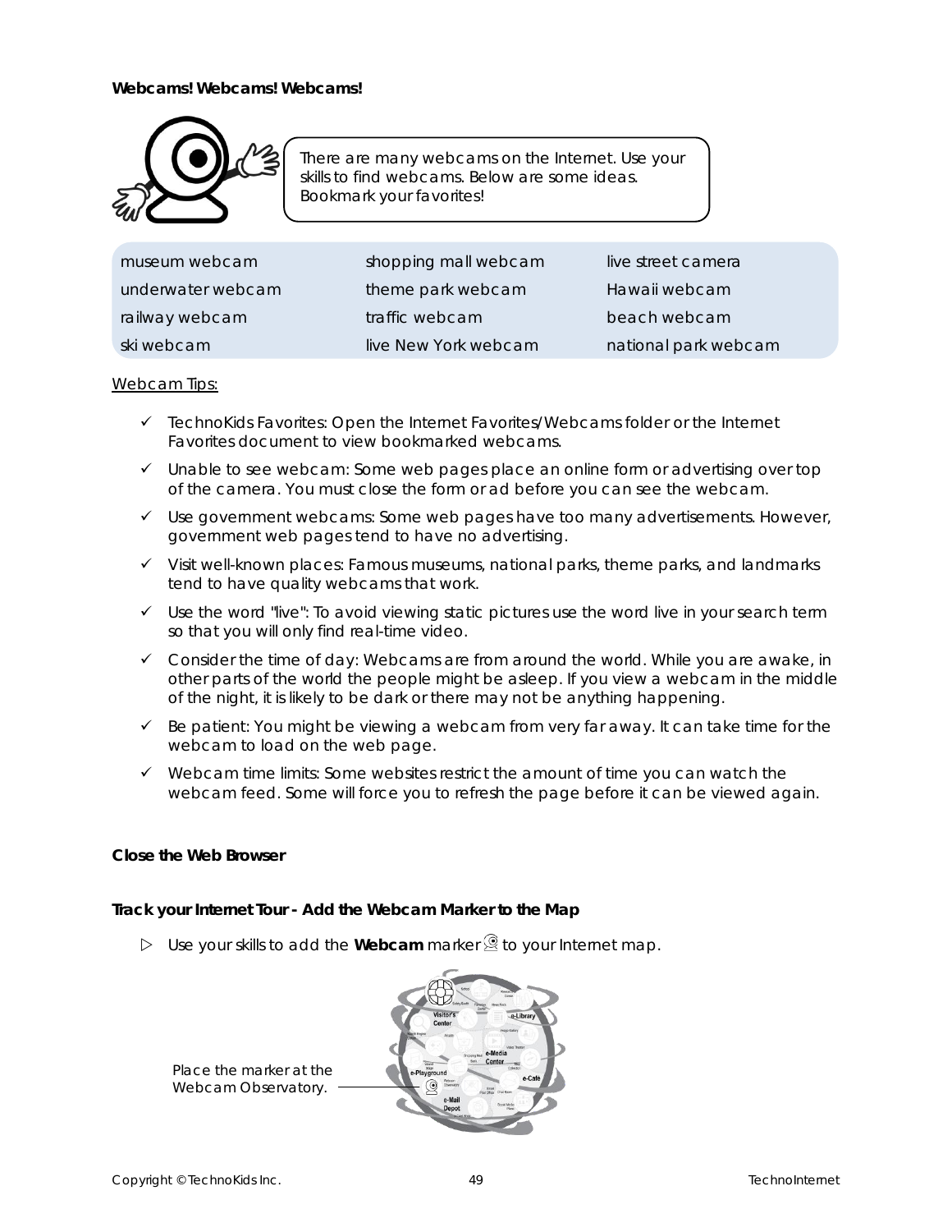**Webcams! Webcams! Webcams!**

There are many webcams on the Internet. Use your skills to find webcams. Below are some ideas. Bookmark your favorites!

| | | |
|---|---|---|
| museum webcam | shopping mall webcam | live street camera |
| underwater webcam | theme park webcam | Hawaii webcam |
| railway webcam | traffic webcam | beach webcam |
| ski webcam | live New York webcam | national park webcam |

Webcam Tips:

- ✓ TechnoKids Favorites: Open the Internet Favorites/Webcams folder or the Internet Favorites document to view bookmarked webcams.
- ✓ Unable to see webcam: Some web pages place an online form or advertising over top of the camera. You must close the form or ad before you can see the webcam.
- ✓ Use government webcams: Some web pages have too many advertisements. However, government web pages tend to have no advertising.
- ✓ Visit well-known places: Famous museums, national parks, theme parks, and landmarks tend to have quality webcams that work.
- ✓ Use the word "live": To avoid viewing static pictures use the word live in your search term so that you will only find real-time video.
- ✓ Consider the time of day: Webcams are from around the world. While you are awake, in other parts of the world the people might be asleep. If you view a webcam in the middle of the night, it is likely to be dark or there may not be anything happening.
- ✓ Be patient: You might be viewing a webcam from very far away. It can take time for the webcam to load on the web page.
- ✓ Webcam time limits: Some websites restrict the amount of time you can watch the webcam feed. Some will force you to refresh the page before it can be viewed again.

**Close the Web Browser**

**Track your Internet Tour - Add the Webcam Marker to the Map**

- ▷ Use your skills to add the **Webcam** marker to your Internet map.

Place the marker at the Webcam Observatory.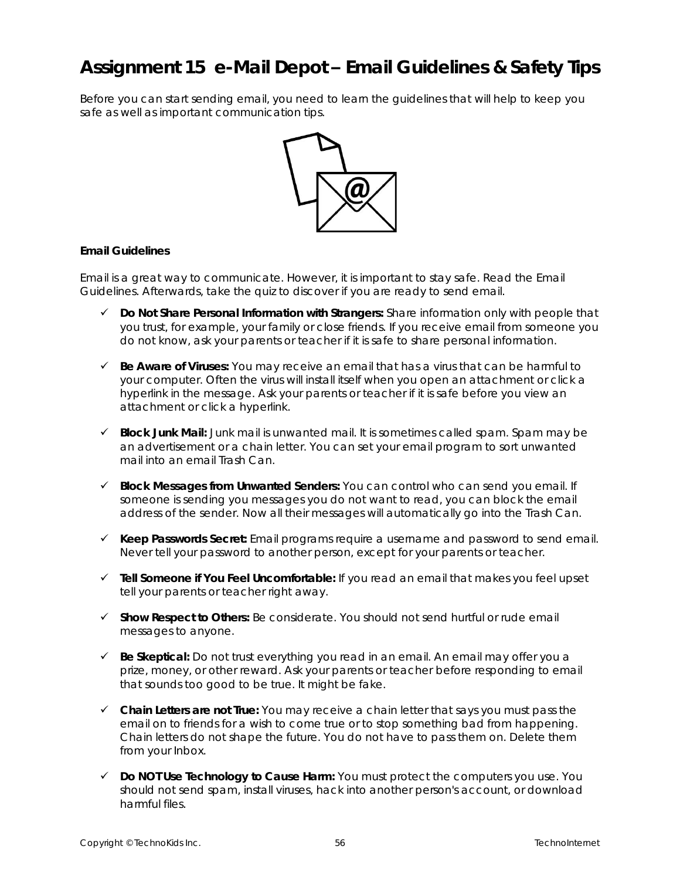# Assignment 15 e-Mail Depot – Email Guidelines & Safety Tips

Before you can start sending email, you need to learn the guidelines that will help to keep you safe as well as important communication tips.

**Email Guidelines**

Email is a great way to communicate. However, it is important to stay safe. Read the Email Guidelines. Afterwards, take the quiz to discover if you are ready to send email.

- ✓ **Do Not Share Personal Information with Strangers:** Share information only with people that you trust, for example, your family or close friends. If you receive email from someone you do not know, ask your parents or teacher if it is safe to share personal information.
- ✓ **Be Aware of Viruses:** You may receive an email that has a virus that can be harmful to your computer. Often the virus will install itself when you open an attachment or click a hyperlink in the message. Ask your parents or teacher if it is safe before you view an attachment or click a hyperlink.
- ✓ **Block Junk Mail:** Junk mail is unwanted mail. It is sometimes called spam. Spam may be an advertisement or a chain letter. You can set your email program to sort unwanted mail into an email Trash Can.
- ✓ **Block Messages from Unwanted Senders:** You can control who can send you email. If someone is sending you messages you do not want to read, you can block the email address of the sender. Now all their messages will automatically go into the Trash Can.
- ✓ **Keep Passwords Secret:** Email programs require a username and password to send email. Never tell your password to another person, except for your parents or teacher.
- ✓ **Tell Someone if You Feel Uncomfortable:** If you read an email that makes you feel upset tell your parents or teacher right away.
- ✓ **Show Respect to Others:** Be considerate. You should not send hurtful or rude email messages to anyone.
- ✓ **Be Skeptical:** Do not trust everything you read in an email. An email may offer you a prize, money, or other reward. Ask your parents or teacher before responding to email that sounds too good to be true. It might be fake.
- ✓ **Chain Letters are not True:** You may receive a chain letter that says you must pass the email on to friends for a wish to come true or to stop something bad from happening. Chain letters do not shape the future. You do not have to pass them on. Delete them from your Inbox.
- ✓ **Do NOT Use Technology to Cause Harm:** You must protect the computers you use. You should not send spam, install viruses, hack into another person's account, or download harmful files.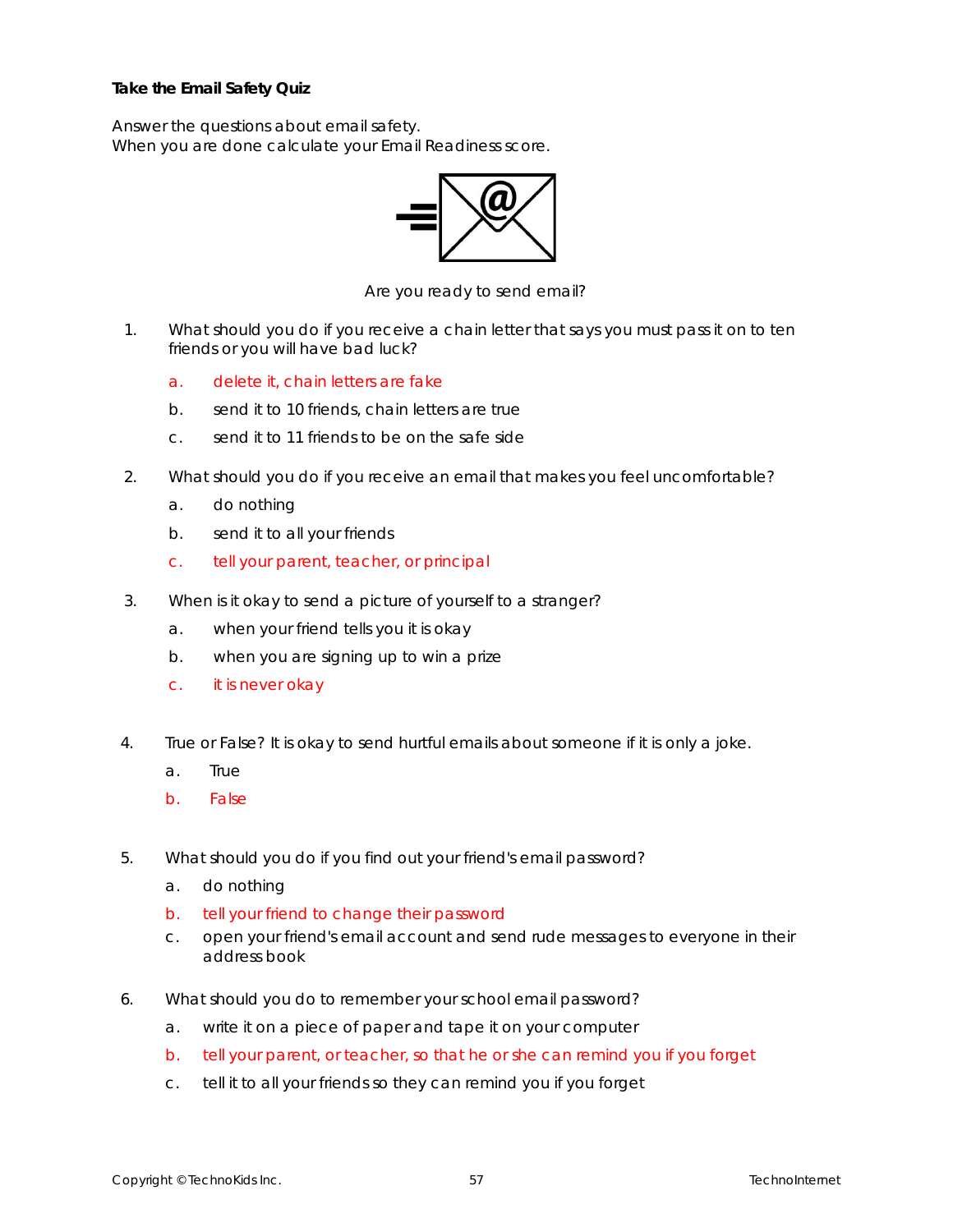**Take the Email Safety Quiz**

Answer the questions about email safety.
When you are done calculate your Email Readiness score.

Are you ready to send email?

1. What should you do if you receive a chain letter that says you must pass it on to ten friends or you will have bad luck?
   a. delete it, chain letters are fake
   b. send it to 10 friends, chain letters are true
   c. send it to 11 friends to be on the safe side

2. What should you do if you receive an email that makes you feel uncomfortable?
   a. do nothing
   b. send it to all your friends
   c. tell your parent, teacher, or principal

3. When is it okay to send a picture of yourself to a stranger?
   a. when your friend tells you it is okay
   b. when you are signing up to win a prize
   c. it is never okay

4. True or False? It is okay to send hurtful emails about someone if it is only a joke.
   a. True
   b. False

5. What should you do if you find out your friend's email password?
   a. do nothing
   b. tell your friend to change their password
   c. open your friend's email account and send rude messages to everyone in their address book

6. What should you do to remember your school email password?
   a. write it on a piece of paper and tape it on your computer
   b. tell your parent, or teacher, so that he or she can remind you if you forget
   c. tell it to all your friends so they can remind you if you forget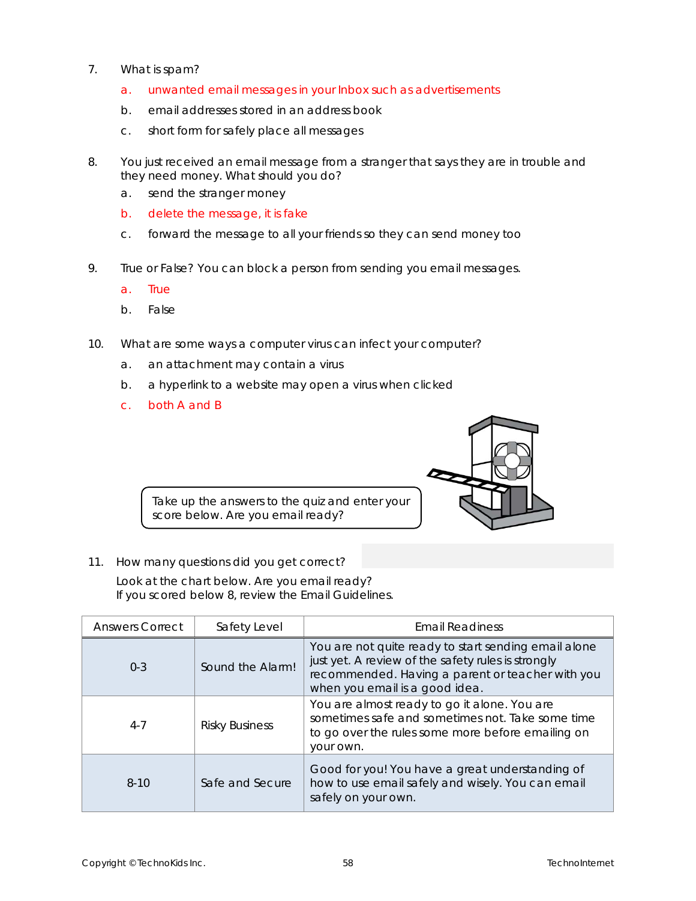7. What is spam?

   a. unwanted email messages in your Inbox such as advertisements

   b. email addresses stored in an address book

   c. short form for safely place all messages

8. You just received an email message from a stranger that says they are in trouble and they need money. What should you do?

   a. send the stranger money

   b. delete the message, it is fake

   c. forward the message to all your friends so they can send money too

9. True or False? You can block a person from sending you email messages.

   a. True

   b. False

10. What are some ways a computer virus can infect your computer?

    a. an attachment may contain a virus

    b. a hyperlink to a website may open a virus when clicked

    c. both A and B

Take up the answers to the quiz and enter your score below. Are you email ready?

11. How many questions did you get correct?

    Look at the chart below. Are you email ready?
    If you scored below 8, review the Email Guidelines.

| Answers Correct | Safety Level | Email Readiness |
|---|---|---|
| 0-3 | Sound the Alarm! | You are not quite ready to start sending email alone just yet. A review of the safety rules is strongly recommended. Having a parent or teacher with you when you email is a good idea. |
| 4-7 | Risky Business | You are almost ready to go it alone. You are sometimes safe and sometimes not. Take some time to go over the rules some more before emailing on your own. |
| 8-10 | Safe and Secure | Good for you! You have a great understanding of how to use email safely and wisely. You can email safely on your own. |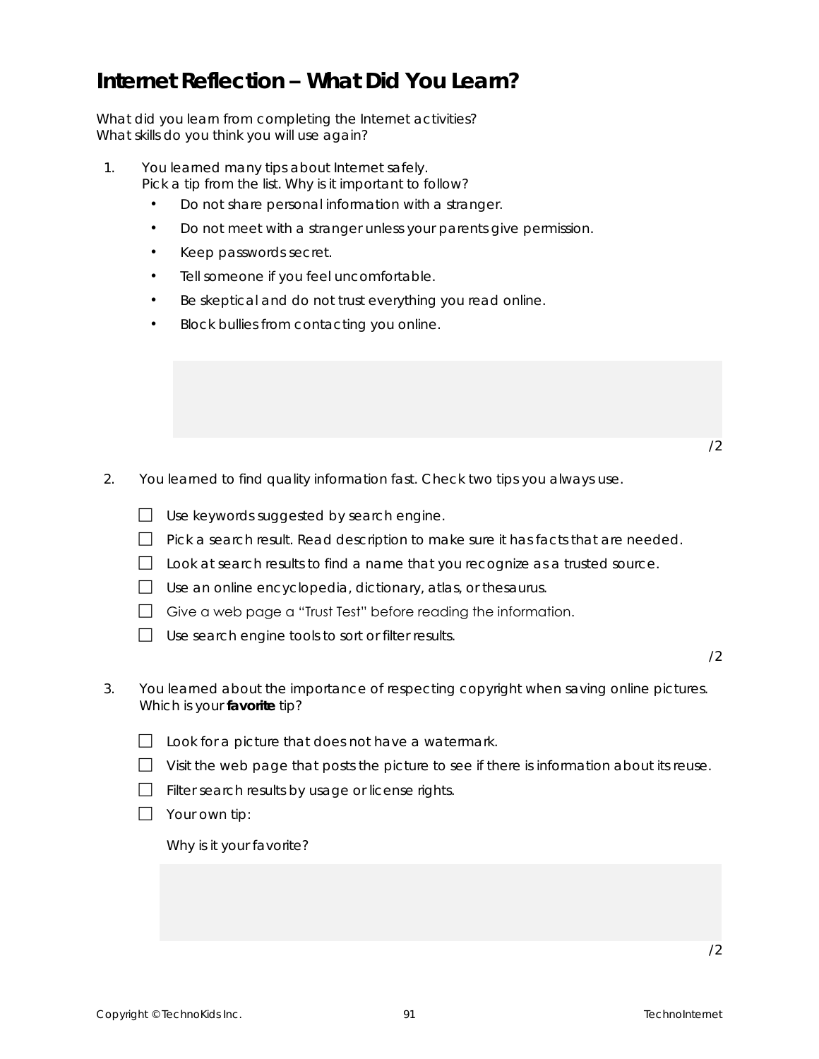# Internet Reflection – What Did You Learn?

What did you learn from completing the Internet activities?
What skills do you think you will use again?

1. You learned many tips about Internet safely.
   Pick a tip from the list. Why is it important to follow?
   - Do not share personal information with a stranger.
   - Do not meet with a stranger unless your parents give permission.
   - Keep passwords secret.
   - Tell someone if you feel uncomfortable.
   - Be skeptical and do not trust everything you read online.
   - Block bullies from contacting you online.

/2

2. You learned to find quality information fast. Check two tips you always use.
   - ☐ Use keywords suggested by search engine.
   - ☐ Pick a search result. Read description to make sure it has facts that are needed.
   - ☐ Look at search results to find a name that you recognize as a trusted source.
   - ☐ Use an online encyclopedia, dictionary, atlas, or thesaurus.
   - ☐ Give a web page a "Trust Test" before reading the information.
   - ☐ Use search engine tools to sort or filter results.

/2

3. You learned about the importance of respecting copyright when saving online pictures. Which is your **favorite** tip?
   - ☐ Look for a picture that does not have a watermark.
   - ☐ Visit the web page that posts the picture to see if there is information about its reuse.
   - ☐ Filter search results by usage or license rights.
   - ☐ Your own tip:

   Why is it your favorite?

/2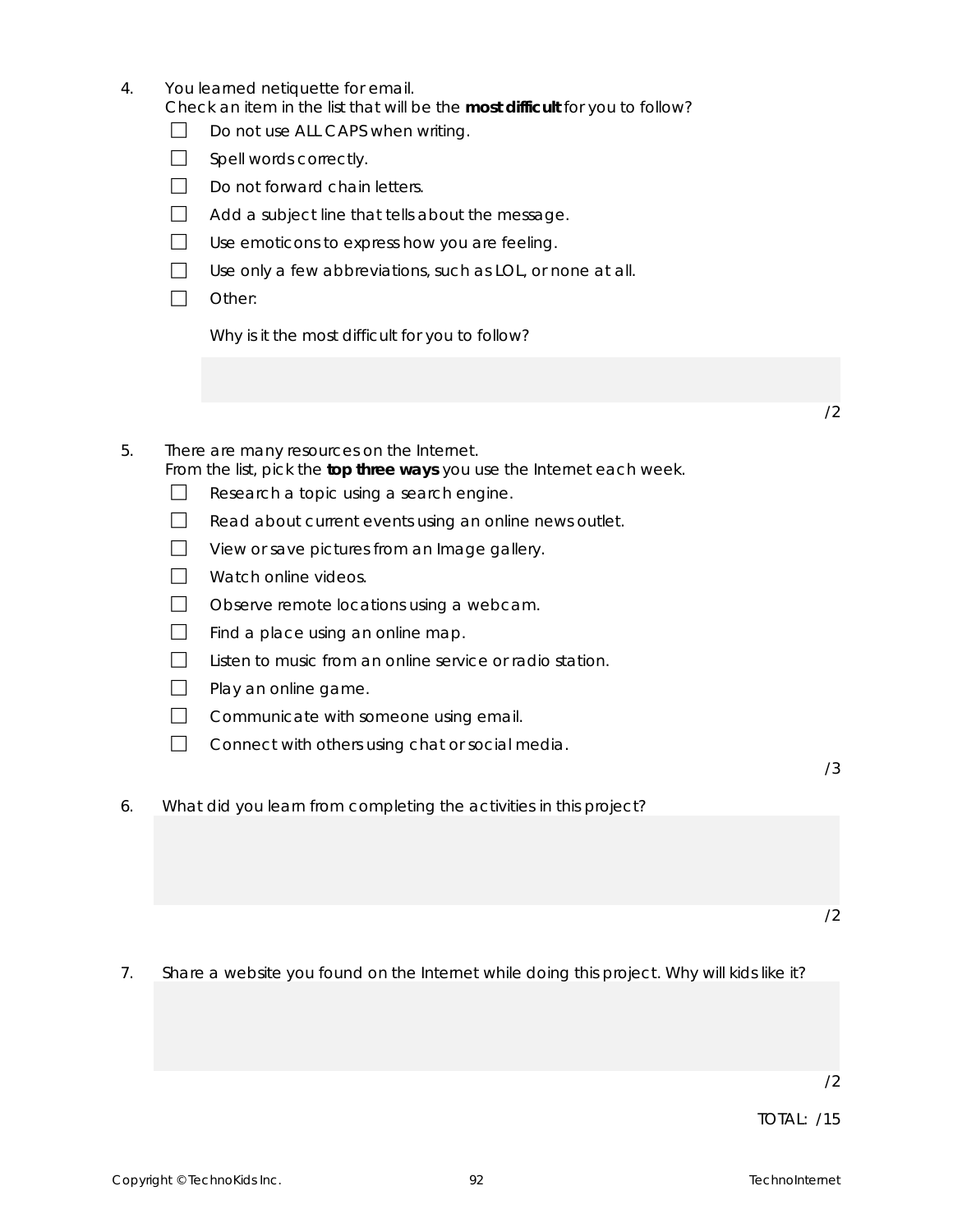4. You learned netiquette for email.
   Check an item in the list that will be the **most difficult** for you to follow?

   - [ ] Do not use ALL CAPS when writing.
   - [ ] Spell words correctly.
   - [ ] Do not forward chain letters.
   - [ ] Add a subject line that tells about the message.
   - [ ] Use emoticons to express how you are feeling.
   - [ ] Use only a few abbreviations, such as LOL, or none at all.
   - [ ] Other:

   Why is it the most difficult for you to follow?

/2

5. There are many resources on the Internet.
   From the list, pick the **top three ways** you use the Internet each week.

   - [ ] Research a topic using a search engine.
   - [ ] Read about current events using an online news outlet.
   - [ ] View or save pictures from an Image gallery.
   - [ ] Watch online videos.
   - [ ] Observe remote locations using a webcam.
   - [ ] Find a place using an online map.
   - [ ] Listen to music from an online service or radio station.
   - [ ] Play an online game.
   - [ ] Communicate with someone using email.
   - [ ] Connect with others using chat or social media.

/3

6. What did you learn from completing the activities in this project?

/2

7. Share a website you found on the Internet while doing this project. Why will kids like it?

/2

TOTAL: /15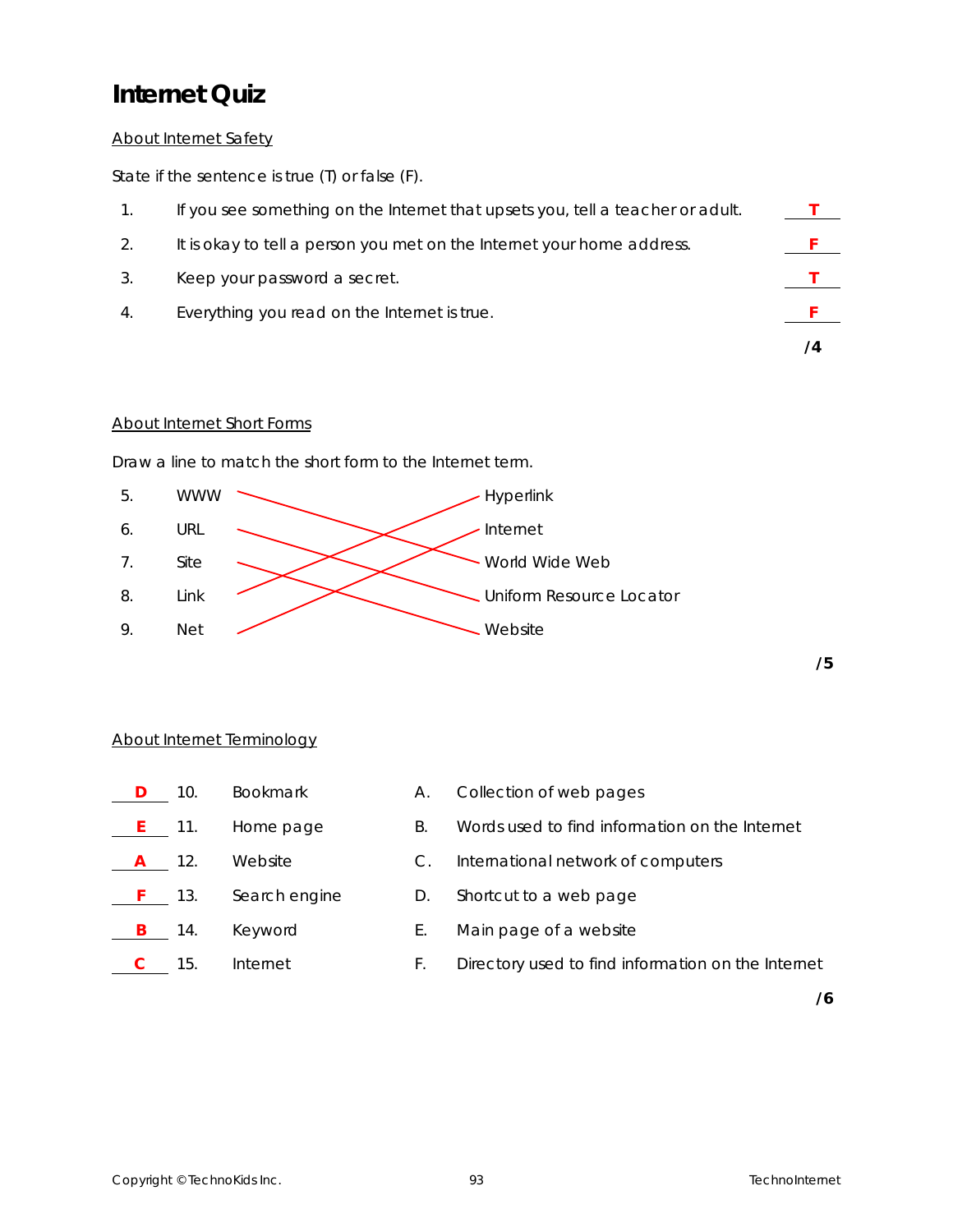# Internet Quiz

## About Internet Safety

State if the sentence is true (T) or false (F).

1. If you see something on the Internet that upsets you, tell a teacher or adult. **T**
2. It is okay to tell a person you met on the Internet your home address. **F**
3. Keep your password a secret. **T**
4. Everything you read on the Internet is true. **F**

**/4**

## About Internet Short Forms

Draw a line to match the short form to the Internet term.

| | Short form | Internet term |
|---|---|---|
| 5. | WWW | Hyperlink |
| 6. | URL | Internet |
| 7. | Site | World Wide Web |
| 8. | Link | Uniform Resource Locator |
| 9. | Net | Website |

Answers: 5. WWW — World Wide Web; 6. URL — Uniform Resource Locator; 7. Site — Website; 8. Link — Hyperlink; 9. Net — Internet

**/5**

## About Internet Terminology

| Answer | | Term | | Definition |
|---|---|---|---|---|
| **D** | 10. | Bookmark | A. | Collection of web pages |
| **E** | 11. | Home page | B. | Words used to find information on the Internet |
| **A** | 12. | Website | C. | International network of computers |
| **F** | 13. | Search engine | D. | Shortcut to a web page |
| **B** | 14. | Keyword | E. | Main page of a website |
| **C** | 15. | Internet | F. | Directory used to find information on the Internet |

**/6**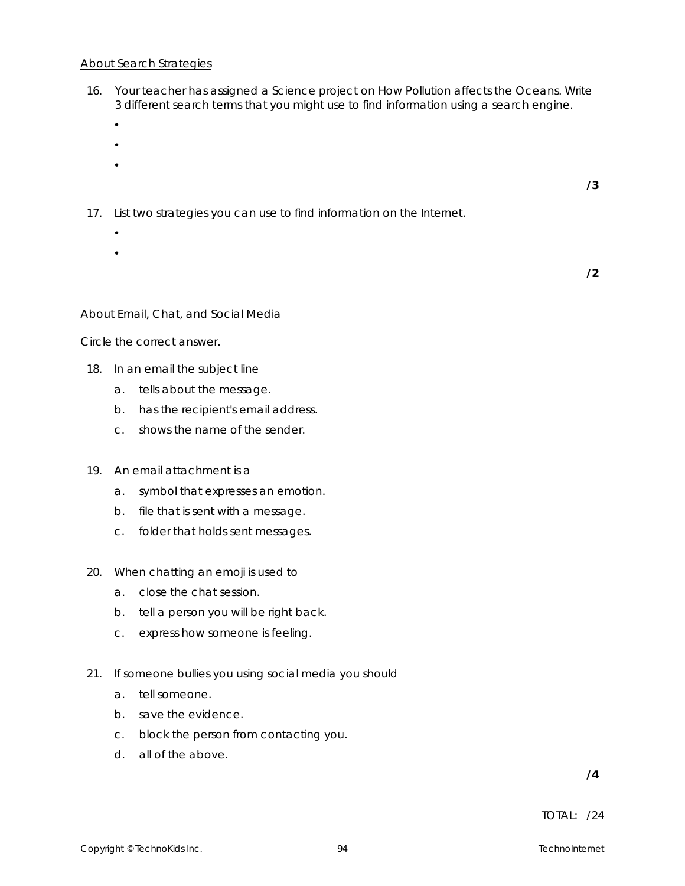<u>About Search Strategies</u>

16. Your teacher has assigned a Science project on How Pollution affects the Oceans. Write 3 different search terms that you might use to find information using a search engine.
    - 
    - 
    - 

**/3**

17. List two strategies you can use to find information on the Internet.
    - 
    - 

**/2**

<u>About Email, Chat, and Social Media</u>

Circle the correct answer.

18. In an email the subject line
    a. tells about the message.
    b. has the recipient's email address.
    c. shows the name of the sender.

19. An email attachment is a
    a. symbol that expresses an emotion.
    b. file that is sent with a message.
    c. folder that holds sent messages.

20. When chatting an emoji is used to
    a. close the chat session.
    b. tell a person you will be right back.
    c. express how someone is feeling.

21. If someone bullies you using social media you should
    a. tell someone.
    b. save the evidence.
    c. block the person from contacting you.
    d. all of the above.

**/4**

TOTAL: /24